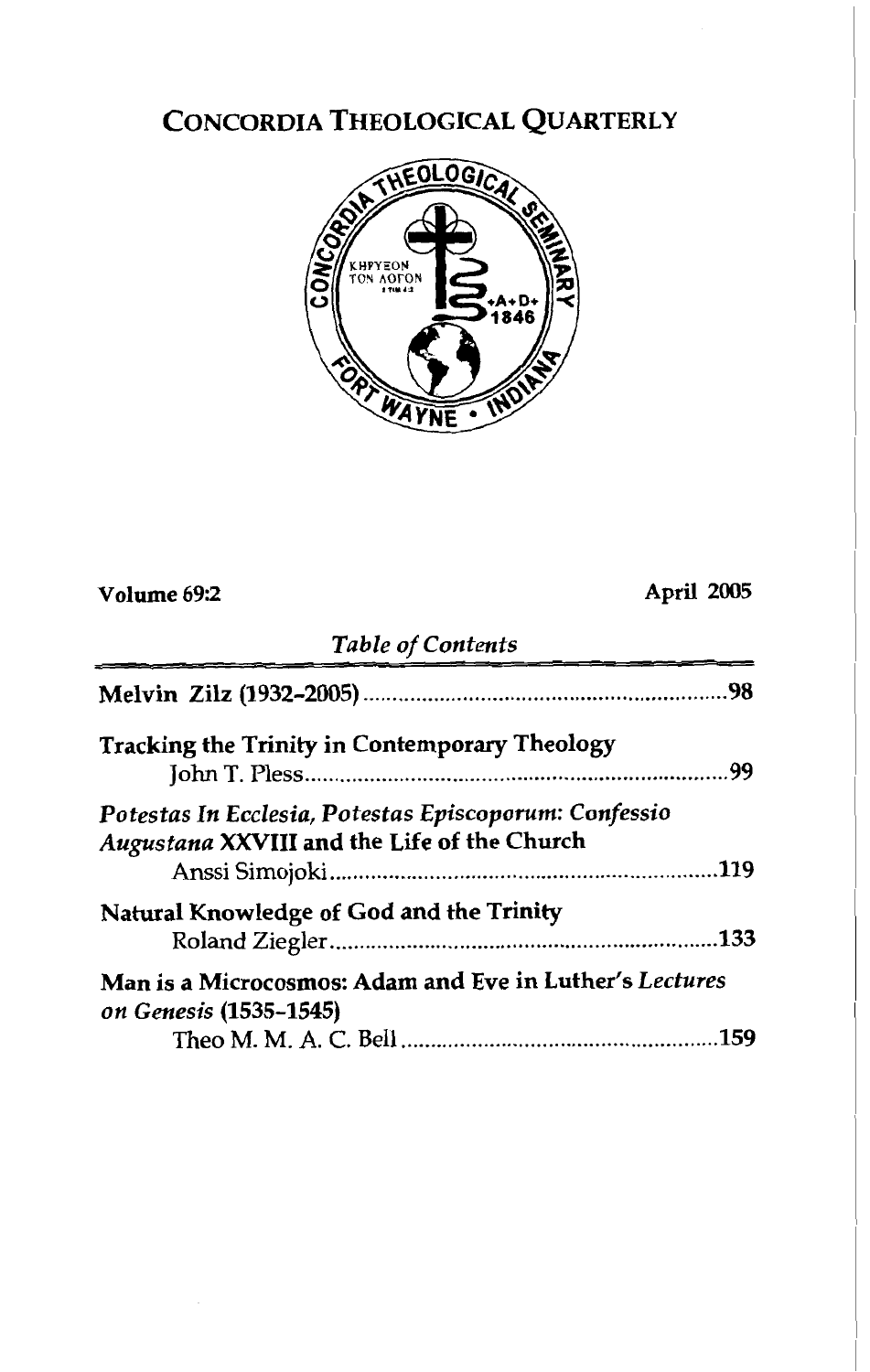# CONCORDIA THEOLOGICAL QUARTERLY

Volume 69:2 April 2005

*Table of Contents*

**Melvin Zilz (1932-2005)** .......... 98

**Tracking the Trinity in Contemporary Theology**
John T. Pless .......... 99

***Potestas In Ecclesia, Potestas Episcoporum: Confessio Augustana* XXVIII and the Life of the Church**
Anssi Simojoki .......... 119

**Natural Knowledge of God and the Trinity**
Roland Ziegler .......... 133

**Man is a Microcosmos: Adam and Eve in Luther's *Lectures on Genesis* (1535-1545)**
Theo M. M. A. C. Bell .......... 159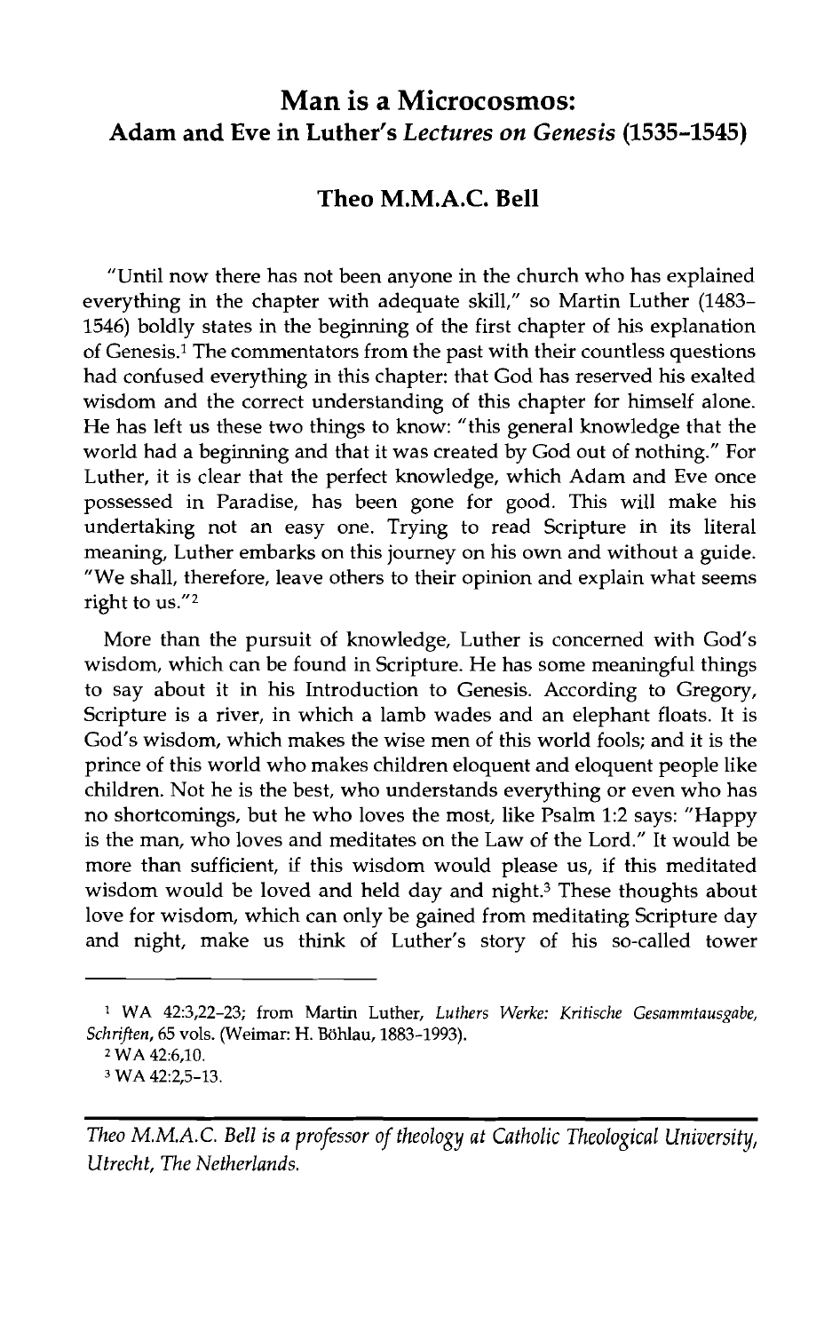# Man is a Microcosmos: Adam and Eve in Luther's *Lectures on Genesis* (1535–1545)

## Theo M.M.A.C. Bell

"Until now there has not been anyone in the church who has explained everything in the chapter with adequate skill," so Martin Luther (1483–1546) boldly states in the beginning of the first chapter of his explanation of Genesis.[1] The commentators from the past with their countless questions had confused everything in this chapter: that God has reserved his exalted wisdom and the correct understanding of this chapter for himself alone. He has left us these two things to know: "this general knowledge that the world had a beginning and that it was created by God out of nothing." For Luther, it is clear that the perfect knowledge, which Adam and Eve once possessed in Paradise, has been gone for good. This will make his undertaking not an easy one. Trying to read Scripture in its literal meaning, Luther embarks on this journey on his own and without a guide. "We shall, therefore, leave others to their opinion and explain what seems right to us."[2]

More than the pursuit of knowledge, Luther is concerned with God's wisdom, which can be found in Scripture. He has some meaningful things to say about it in his Introduction to Genesis. According to Gregory, Scripture is a river, in which a lamb wades and an elephant floats. It is God's wisdom, which makes the wise men of this world fools; and it is the prince of this world who makes children eloquent and eloquent people like children. Not he is the best, who understands everything or even who has no shortcomings, but he who loves the most, like Psalm 1:2 says: "Happy is the man, who loves and meditates on the Law of the Lord." It would be more than sufficient, if this wisdom would please us, if this meditated wisdom would be loved and held day and night.[3] These thoughts about love for wisdom, which can only be gained from meditating Scripture day and night, make us think of Luther's story of his so-called tower

---

[1] WA 42:3,22–23; from Martin Luther, *Luthers Werke: Kritische Gesammtausgabe, Schriften*, 65 vols. (Weimar: H. Böhlau, 1883–1993).

[2] WA 42:6,10.

[3] WA 42:2,5–13.

---

*Theo M.M.A.C. Bell is a professor of theology at Catholic Theological University, Utrecht, The Netherlands.*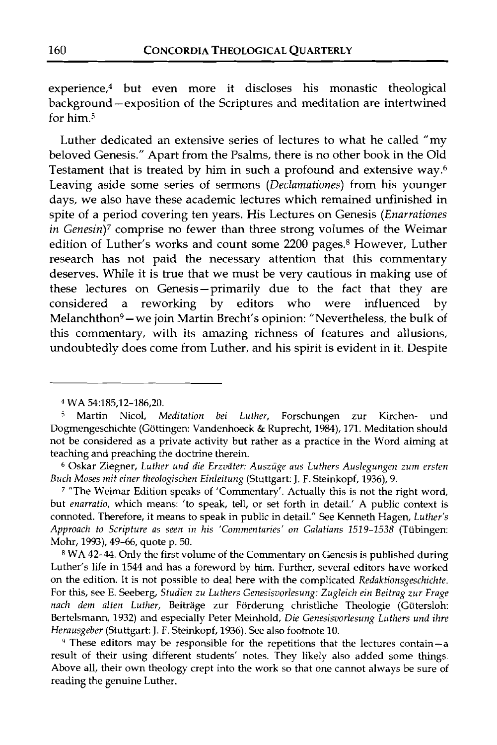experience,[4] but even more it discloses his monastic theological background—exposition of the Scriptures and meditation are intertwined for him.[5]

Luther dedicated an extensive series of lectures to what he called "my beloved Genesis." Apart from the Psalms, there is no other book in the Old Testament that is treated by him in such a profound and extensive way.[6] Leaving aside some series of sermons (*Declamationes*) from his younger days, we also have these academic lectures which remained unfinished in spite of a period covering ten years. His Lectures on Genesis (*Enarrationes in Genesin*)[7] comprise no fewer than three strong volumes of the Weimar edition of Luther's works and count some 2200 pages.[8] However, Luther research has not paid the necessary attention that this commentary deserves. While it is true that we must be very cautious in making use of these lectures on Genesis—primarily due to the fact that they are considered a reworking by editors who were influenced by Melanchthon[9]—we join Martin Brecht's opinion: "Nevertheless, the bulk of this commentary, with its amazing richness of features and allusions, undoubtedly does come from Luther, and his spirit is evident in it. Despite

---

[4] WA 54:185,12-186,20.

[5] Martin Nicol, *Meditation bei Luther*, Forschungen zur Kirchen- und Dogmengeschichte (Göttingen: Vandenhoeck & Ruprecht, 1984), 171. Meditation should not be considered as a private activity but rather as a practice in the Word aiming at teaching and preaching the doctrine therein.

[6] Oskar Ziegner, *Luther und die Erzväter: Auszüge aus Luthers Auslegungen zum ersten Buch Moses mit einer theologischen Einleitung* (Stuttgart: J. F. Steinkopf, 1936), 9.

[7] "The Weimar Edition speaks of 'Commentary'. Actually this is not the right word, but *enarratio*, which means: 'to speak, tell, or set forth in detail.' A public context is connoted. Therefore, it means to speak in public in detail." See Kenneth Hagen, *Luther's Approach to Scripture as seen in his 'Commentaries' on Galatians 1519–1538* (Tübingen: Mohr, 1993), 49–66, quote p. 50.

[8] WA 42–44. Only the first volume of the Commentary on Genesis is published during Luther's life in 1544 and has a foreword by him. Further, several editors have worked on the edition. It is not possible to deal here with the complicated *Redaktionsgeschichte*. For this, see E. Seeberg, *Studien zu Luthers Genesisvorlesung: Zugleich ein Beitrag zur Frage nach dem alten Luther*, Beiträge zur Förderung christliche Theologie (Gütersloh: Bertelsmann, 1932) and especially Peter Meinhold, *Die Genesisvorlesung Luthers und ihre Herausgeber* (Stuttgart: J. F. Steinkopf, 1936). See also footnote 10.

[9] These editors may be responsible for the repetitions that the lectures contain—a result of their using different students' notes. They likely also added some things. Above all, their own theology crept into the work so that one cannot always be sure of reading the genuine Luther.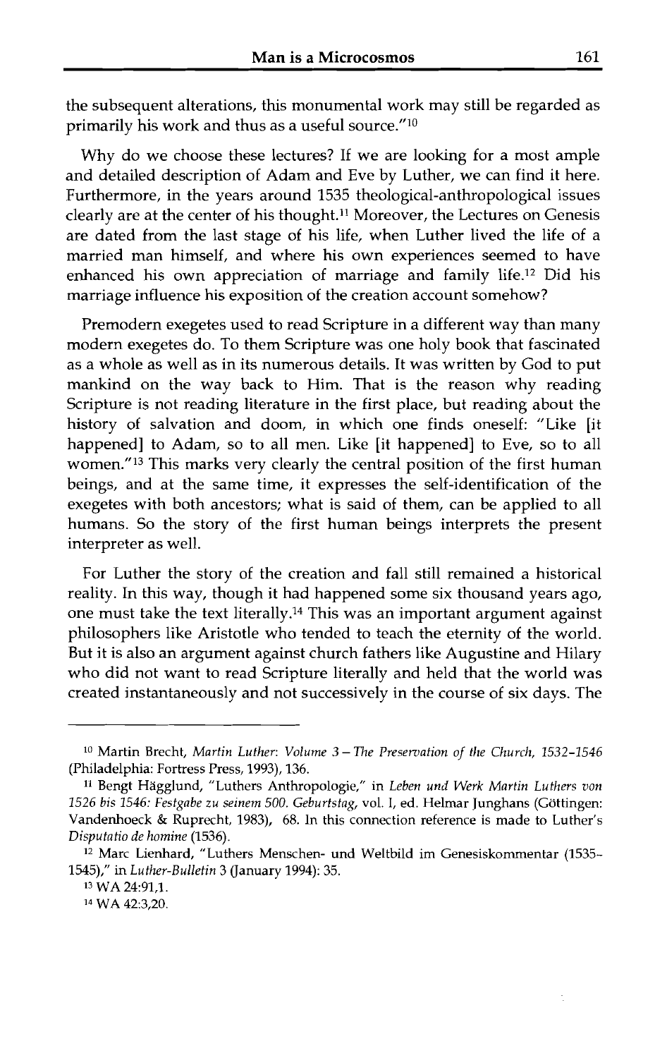the subsequent alterations, this monumental work may still be regarded as primarily his work and thus as a useful source."[10]

Why do we choose these lectures? If we are looking for a most ample and detailed description of Adam and Eve by Luther, we can find it here. Furthermore, in the years around 1535 theological-anthropological issues clearly are at the center of his thought.[11] Moreover, the Lectures on Genesis are dated from the last stage of his life, when Luther lived the life of a married man himself, and where his own experiences seemed to have enhanced his own appreciation of marriage and family life.[12] Did his marriage influence his exposition of the creation account somehow?

Premodern exegetes used to read Scripture in a different way than many modern exegetes do. To them Scripture was one holy book that fascinated as a whole as well as in its numerous details. It was written by God to put mankind on the way back to Him. That is the reason why reading Scripture is not reading literature in the first place, but reading about the history of salvation and doom, in which one finds oneself: "Like [it happened] to Adam, so to all men. Like [it happened] to Eve, so to all women."[13] This marks very clearly the central position of the first human beings, and at the same time, it expresses the self-identification of the exegetes with both ancestors; what is said of them, can be applied to all humans. So the story of the first human beings interprets the present interpreter as well.

For Luther the story of the creation and fall still remained a historical reality. In this way, though it had happened some six thousand years ago, one must take the text literally.[14] This was an important argument against philosophers like Aristotle who tended to teach the eternity of the world. But it is also an argument against church fathers like Augustine and Hilary who did not want to read Scripture literally and held that the world was created instantaneously and not successively in the course of six days. The

---

[10] Martin Brecht, *Martin Luther: Volume 3 – The Preservation of the Church, 1532–1546* (Philadelphia: Fortress Press, 1993), 136.

[11] Bengt Hägglund, "Luthers Anthropologie," in *Leben und Werk Martin Luthers von 1526 bis 1546: Festgabe zu seinem 500. Geburtstag*, vol. I, ed. Helmar Junghans (Göttingen: Vandenhoeck & Ruprecht, 1983), 68. In this connection reference is made to Luther's *Disputatio de homine* (1536).

[12] Marc Lienhard, "Luthers Menschen- und Weltbild im Genesiskommentar (1535–1545)," in *Luther-Bulletin* 3 (January 1994): 35.

[13] WA 24:91,1.

[14] WA 42:3,20.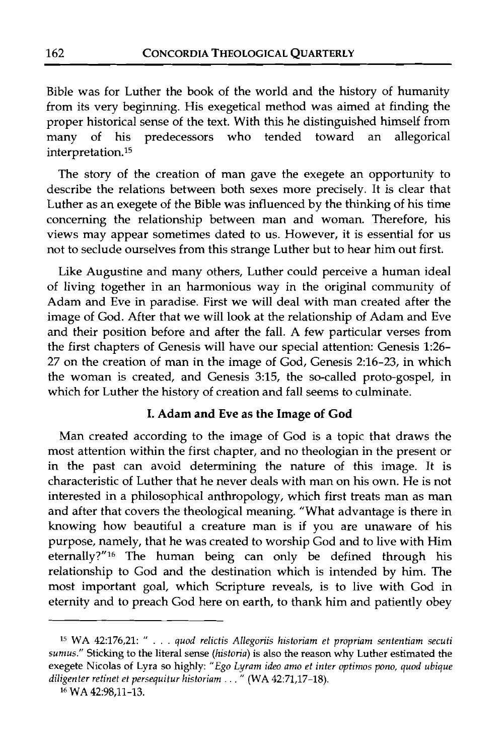Bible was for Luther the book of the world and the history of humanity from its very beginning. His exegetical method was aimed at finding the proper historical sense of the text. With this he distinguished himself from many of his predecessors who tended toward an allegorical interpretation.[15]

The story of the creation of man gave the exegete an opportunity to describe the relations between both sexes more precisely. It is clear that Luther as an exegete of the Bible was influenced by the thinking of his time concerning the relationship between man and woman. Therefore, his views may appear sometimes dated to us. However, it is essential for us not to seclude ourselves from this strange Luther but to hear him out first.

Like Augustine and many others, Luther could perceive a human ideal of living together in an harmonious way in the original community of Adam and Eve in paradise. First we will deal with man created after the image of God. After that we will look at the relationship of Adam and Eve and their position before and after the fall. A few particular verses from the first chapters of Genesis will have our special attention: Genesis 1:26–27 on the creation of man in the image of God, Genesis 2:16–23, in which the woman is created, and Genesis 3:15, the so-called proto-gospel, in which for Luther the history of creation and fall seems to culminate.

## I. Adam and Eve as the Image of God

Man created according to the image of God is a topic that draws the most attention within the first chapter, and no theologian in the present or in the past can avoid determining the nature of this image. It is characteristic of Luther that he never deals with man on his own. He is not interested in a philosophical anthropology, which first treats man as man and after that covers the theological meaning. "What advantage is there in knowing how beautiful a creature man is if you are unaware of his purpose, namely, that he was created to worship God and to live with Him eternally?"[16] The human being can only be defined through his relationship to God and the destination which is intended by him. The most important goal, which Scripture reveals, is to live with God in eternity and to preach God here on earth, to thank him and patiently obey

---

[15] WA 42:176,21: " . . . *quod relictis Allegoriis historiam et propriam sententiam secuti sumus.*" Sticking to the literal sense (*historia*) is also the reason why Luther estimated the exegete Nicolas of Lyra so highly: "*Ego Lyram ideo amo et inter optimos pono, quod ubique diligenter retinet et persequitur historiam . . .*" (WA 42:71,17–18).

[16] WA 42:98,11–13.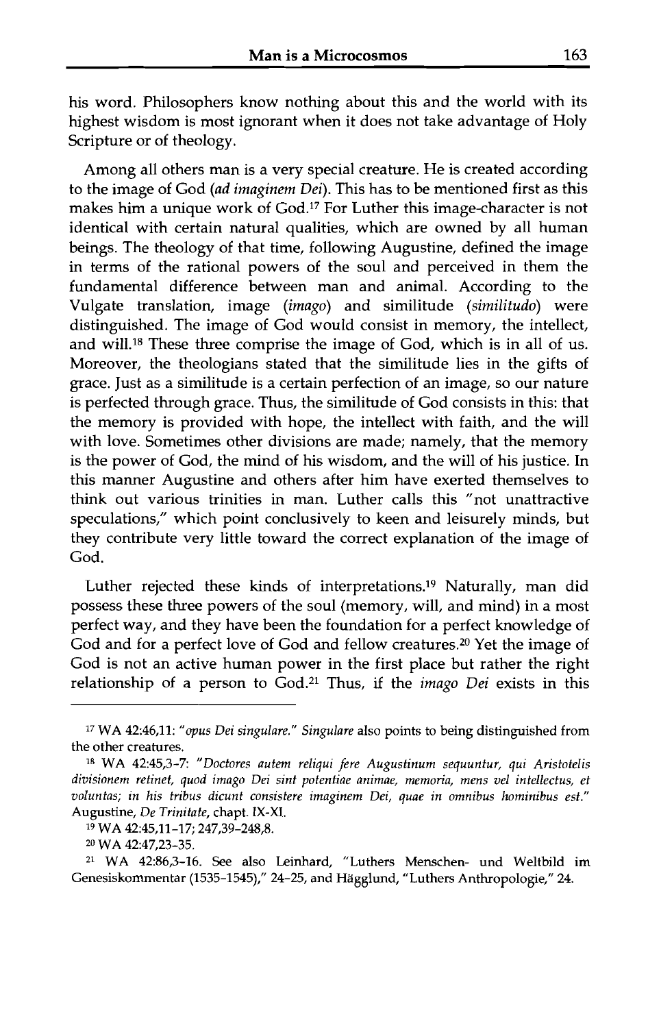his word. Philosophers know nothing about this and the world with its highest wisdom is most ignorant when it does not take advantage of Holy Scripture or of theology.

Among all others man is a very special creature. He is created according to the image of God (*ad imaginem Dei*). This has to be mentioned first as this makes him a unique work of God.[17] For Luther this image-character is not identical with certain natural qualities, which are owned by all human beings. The theology of that time, following Augustine, defined the image in terms of the rational powers of the soul and perceived in them the fundamental difference between man and animal. According to the Vulgate translation, image (*imago*) and similitude (*similitudo*) were distinguished. The image of God would consist in memory, the intellect, and will.[18] These three comprise the image of God, which is in all of us. Moreover, the theologians stated that the similitude lies in the gifts of grace. Just as a similitude is a certain perfection of an image, so our nature is perfected through grace. Thus, the similitude of God consists in this: that the memory is provided with hope, the intellect with faith, and the will with love. Sometimes other divisions are made; namely, that the memory is the power of God, the mind of his wisdom, and the will of his justice. In this manner Augustine and others after him have exerted themselves to think out various trinities in man. Luther calls this "not unattractive speculations," which point conclusively to keen and leisurely minds, but they contribute very little toward the correct explanation of the image of God.

Luther rejected these kinds of interpretations.[19] Naturally, man did possess these three powers of the soul (memory, will, and mind) in a most perfect way, and they have been the foundation for a perfect knowledge of God and for a perfect love of God and fellow creatures.[20] Yet the image of God is not an active human power in the first place but rather the right relationship of a person to God.[21] Thus, if the *imago Dei* exists in this

---

[17] WA 42:46,11: "*opus Dei singulare.*" *Singulare* also points to being distinguished from the other creatures.

[18] WA 42:45,3-7: "*Doctores autem reliqui fere Augustinum sequuntur, qui Aristotelis divisionem retinet, quod imago Dei sint potentiae animae, memoria, mens vel intellectus, et voluntas; in his tribus dicunt consistere imaginem Dei, quae in omnibus hominibus est.*" Augustine, *De Trinitate*, chapt. IX-XI.

[19] WA 42:45,11-17; 247,39-248,8.

[20] WA 42:47,23-35.

[21] WA 42:86,3-16. See also Leinhard, "Luthers Menschen- und Weltbild im Genesiskommentar (1535-1545)," 24-25, and Hägglund, "Luthers Anthropologie," 24.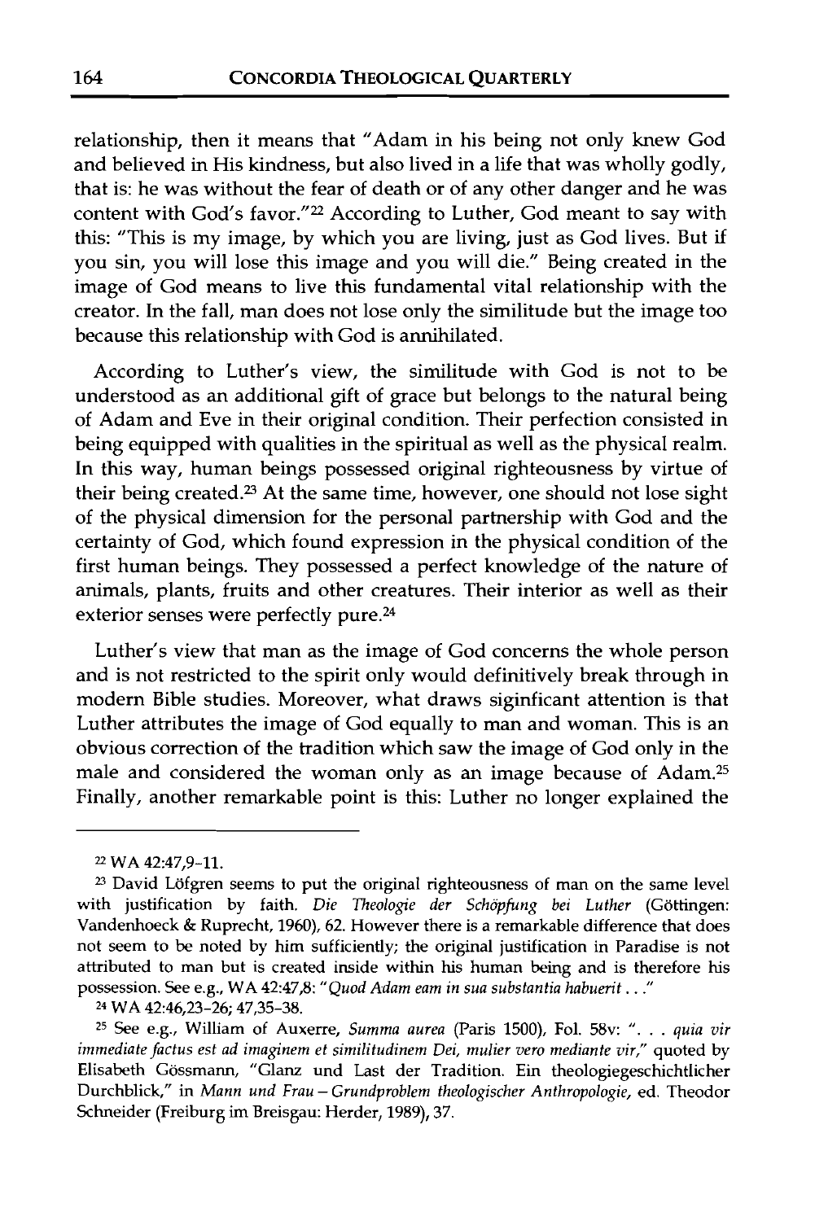relationship, then it means that "Adam in his being not only knew God and believed in His kindness, but also lived in a life that was wholly godly, that is: he was without the fear of death or of any other danger and he was content with God's favor."[22] According to Luther, God meant to say with this: "This is my image, by which you are living, just as God lives. But if you sin, you will lose this image and you will die." Being created in the image of God means to live this fundamental vital relationship with the creator. In the fall, man does not lose only the similitude but the image too because this relationship with God is annihilated.

According to Luther's view, the similitude with God is not to be understood as an additional gift of grace but belongs to the natural being of Adam and Eve in their original condition. Their perfection consisted in being equipped with qualities in the spiritual as well as the physical realm. In this way, human beings possessed original righteousness by virtue of their being created.[23] At the same time, however, one should not lose sight of the physical dimension for the personal partnership with God and the certainty of God, which found expression in the physical condition of the first human beings. They possessed a perfect knowledge of the nature of animals, plants, fruits and other creatures. Their interior as well as their exterior senses were perfectly pure.[24]

Luther's view that man as the image of God concerns the whole person and is not restricted to the spirit only would definitively break through in modern Bible studies. Moreover, what draws siginficant attention is that Luther attributes the image of God equally to man and woman. This is an obvious correction of the tradition which saw the image of God only in the male and considered the woman only as an image because of Adam.[25] Finally, another remarkable point is this: Luther no longer explained the

---

[22] WA 42:47,9-11.

[23] David Löfgren seems to put the original righteousness of man on the same level with justification by faith. *Die Theologie der Schöpfung bei Luther* (Göttingen: Vandenhoeck & Ruprecht, 1960), 62. However there is a remarkable difference that does not seem to be noted by him sufficiently; the original justification in Paradise is not attributed to man but is created inside within his human being and is therefore his possession. See e.g., WA 42:47,8: "*Quod Adam eam in sua substantia habuerit* . . ."

[24] WA 42:46,23-26; 47,35-38.

[25] See e.g., William of Auxerre, *Summa aurea* (Paris 1500), Fol. 58v: ". . . *quia vir immediate factus est ad imaginem et similitudinem Dei, mulier vero mediante vir*," quoted by Elisabeth Gössmann, "Glanz und Last der Tradition. Ein theologiegeschichtlicher Durchblick," in *Mann und Frau – Grundproblem theologischer Anthropologie*, ed. Theodor Schneider (Freiburg im Breisgau: Herder, 1989), 37.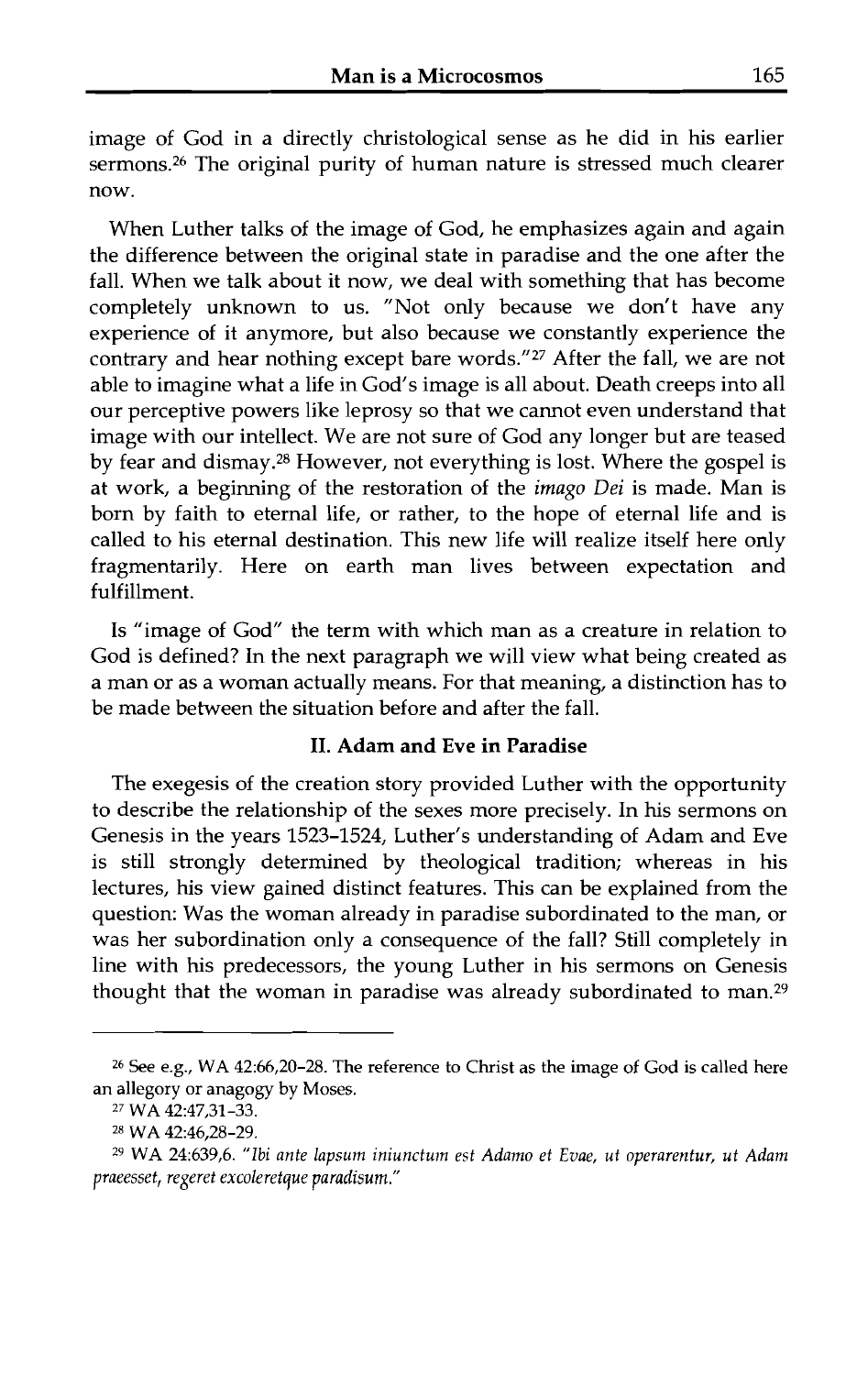image of God in a directly christological sense as he did in his earlier sermons.[26] The original purity of human nature is stressed much clearer now.

When Luther talks of the image of God, he emphasizes again and again the difference between the original state in paradise and the one after the fall. When we talk about it now, we deal with something that has become completely unknown to us. "Not only because we don't have any experience of it anymore, but also because we constantly experience the contrary and hear nothing except bare words."[27] After the fall, we are not able to imagine what a life in God's image is all about. Death creeps into all our perceptive powers like leprosy so that we cannot even understand that image with our intellect. We are not sure of God any longer but are teased by fear and dismay.[28] However, not everything is lost. Where the gospel is at work, a beginning of the restoration of the *imago Dei* is made. Man is born by faith to eternal life, or rather, to the hope of eternal life and is called to his eternal destination. This new life will realize itself here only fragmentarily. Here on earth man lives between expectation and fulfillment.

Is "image of God" the term with which man as a creature in relation to God is defined? In the next paragraph we will view what being created as a man or as a woman actually means. For that meaning, a distinction has to be made between the situation before and after the fall.

## II. Adam and Eve in Paradise

The exegesis of the creation story provided Luther with the opportunity to describe the relationship of the sexes more precisely. In his sermons on Genesis in the years 1523–1524, Luther's understanding of Adam and Eve is still strongly determined by theological tradition; whereas in his lectures, his view gained distinct features. This can be explained from the question: Was the woman already in paradise subordinated to the man, or was her subordination only a consequence of the fall? Still completely in line with his predecessors, the young Luther in his sermons on Genesis thought that the woman in paradise was already subordinated to man.[29]

---

[26] See e.g., WA 42:66,20–28. The reference to Christ as the image of God is called here an allegory or anagogy by Moses.

[27] WA 42:47,31–33.

[28] WA 42:46,28–29.

[29] WA 24:639,6. "*Ibi ante lapsum iniunctum est Adamo et Evae, ut operarentur, ut Adam praeesset, regeret excoleretque paradisum.*"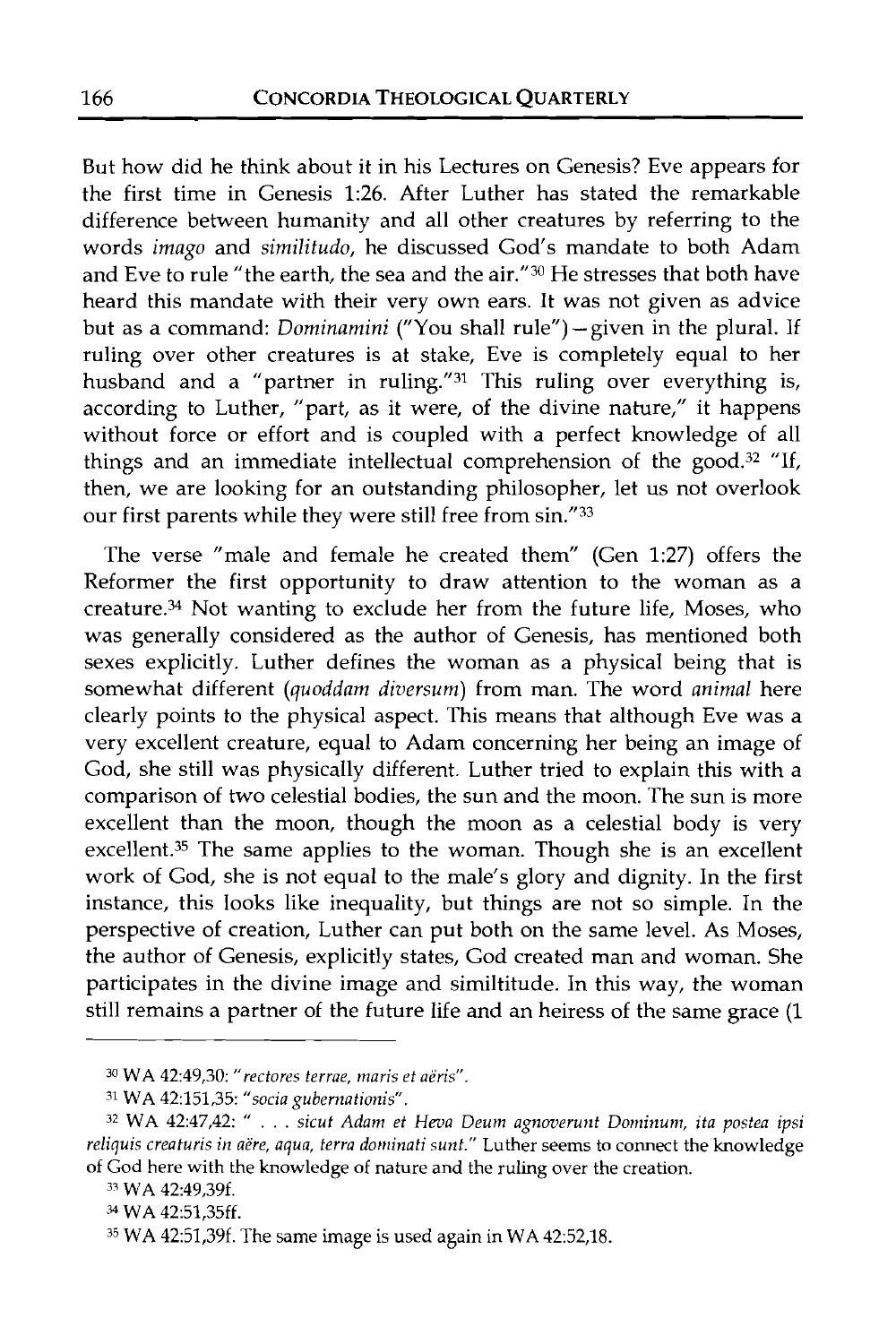But how did he think about it in his Lectures on Genesis? Eve appears for the first time in Genesis 1:26. After Luther has stated the remarkable difference between humanity and all other creatures by referring to the words *imago* and *similitudo*, he discussed God's mandate to both Adam and Eve to rule "the earth, the sea and the air."[30] He stresses that both have heard this mandate with their very own ears. It was not given as advice but as a command: *Dominamini* ("You shall rule") – given in the plural. If ruling over other creatures is at stake, Eve is completely equal to her husband and a "partner in ruling."[31] This ruling over everything is, according to Luther, "part, as it were, of the divine nature," it happens without force or effort and is coupled with a perfect knowledge of all things and an immediate intellectual comprehension of the good.[32] "If, then, we are looking for an outstanding philosopher, let us not overlook our first parents while they were still free from sin."[33]

The verse "male and female he created them" (Gen 1:27) offers the Reformer the first opportunity to draw attention to the woman as a creature.[34] Not wanting to exclude her from the future life, Moses, who was generally considered as the author of Genesis, has mentioned both sexes explicitly. Luther defines the woman as a physical being that is somewhat different (*quoddam diversum*) from man. The word *animal* here clearly points to the physical aspect. This means that although Eve was a very excellent creature, equal to Adam concerning her being an image of God, she still was physically different. Luther tried to explain this with a comparison of two celestial bodies, the sun and the moon. The sun is more excellent than the moon, though the moon as a celestial body is very excellent.[35] The same applies to the woman. Though she is an excellent work of God, she is not equal to the male's glory and dignity. In the first instance, this looks like inequality, but things are not so simple. In the perspective of creation, Luther can put both on the same level. As Moses, the author of Genesis, explicitly states, God created man and woman. She participates in the divine image and similtitude. In this way, the woman still remains a partner of the future life and an heiress of the same grace (1

---

[30] WA 42:49,30: "*rectores terrae, maris et aëris*".

[31] WA 42:151,35: "*socia gubernationis*".

[32] WA 42:47,42: " . . . *sicut Adam et Heva Deum agnoverunt Dominum, ita postea ipsi reliquis creaturis in aëre, aqua, terra dominati sunt.*" Luther seems to connect the knowledge of God here with the knowledge of nature and the ruling over the creation.

[33] WA 42:49,39f.

[34] WA 42:51,35ff.

[35] WA 42:51,39f. The same image is used again in WA 42:52,18.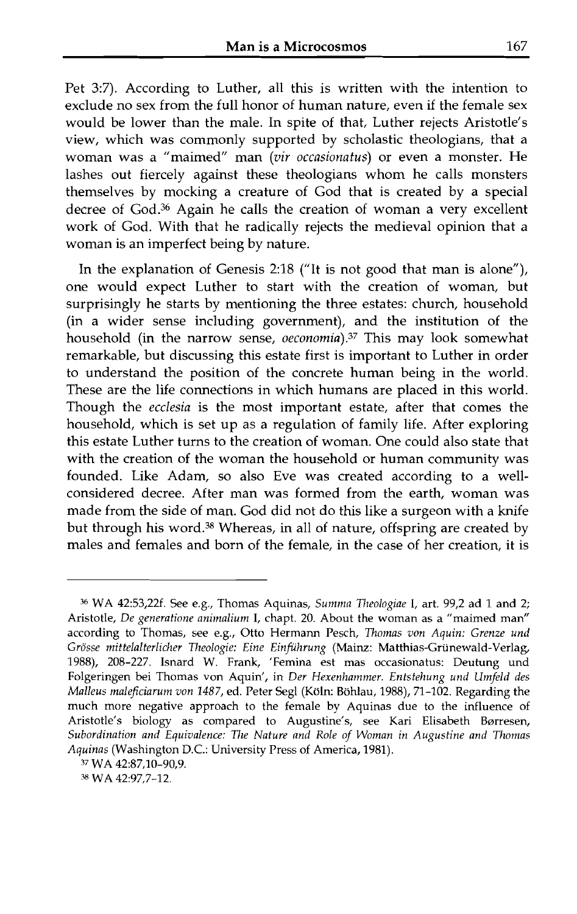Pet 3:7). According to Luther, all this is written with the intention to exclude no sex from the full honor of human nature, even if the female sex would be lower than the male. In spite of that, Luther rejects Aristotle's view, which was commonly supported by scholastic theologians, that a woman was a "maimed" man (*vir occasionatus*) or even a monster. He lashes out fiercely against these theologians whom he calls monsters themselves by mocking a creature of God that is created by a special decree of God.[36] Again he calls the creation of woman a very excellent work of God. With that he radically rejects the medieval opinion that a woman is an imperfect being by nature.

In the explanation of Genesis 2:18 ("It is not good that man is alone"), one would expect Luther to start with the creation of woman, but surprisingly he starts by mentioning the three estates: church, household (in a wider sense including government), and the institution of the household (in the narrow sense, *oeconomia*).[37] This may look somewhat remarkable, but discussing this estate first is important to Luther in order to understand the position of the concrete human being in the world. These are the life connections in which humans are placed in this world. Though the *ecclesia* is the most important estate, after that comes the household, which is set up as a regulation of family life. After exploring this estate Luther turns to the creation of woman. One could also state that with the creation of the woman the household or human community was founded. Like Adam, so also Eve was created according to a well-considered decree. After man was formed from the earth, woman was made from the side of man. God did not do this like a surgeon with a knife but through his word.[38] Whereas, in all of nature, offspring are created by males and females and born of the female, in the case of her creation, it is

---

[36] WA 42:53,22f. See e.g., Thomas Aquinas, *Summa Theologiae* I, art. 99,2 ad 1 and 2; Aristotle, *De generatione animalium* I, chapt. 20. About the woman as a "maimed man" according to Thomas, see e.g., Otto Hermann Pesch, *Thomas von Aquin: Grenze und Grösse mittelalterlicher Theologie: Eine Einführung* (Mainz: Matthias-Grünewald-Verlag, 1988), 208–227. Isnard W. Frank, 'Femina est mas occasionatus: Deutung und Folgeringen bei Thomas von Aquin', in *Der Hexenhammer. Entstehung und Umfeld des Malleus maleficiarum von 1487*, ed. Peter Segl (Köln: Böhlau, 1988), 71–102. Regarding the much more negative approach to the female by Aquinas due to the influence of Aristotle's biology as compared to Augustine's, see Kari Elisabeth Børresen, *Subordination and Equivalence: The Nature and Role of Woman in Augustine and Thomas Aquinas* (Washington D.C.: University Press of America, 1981).

[37] WA 42:87,10–90,9.

[38] WA 42:97,7–12.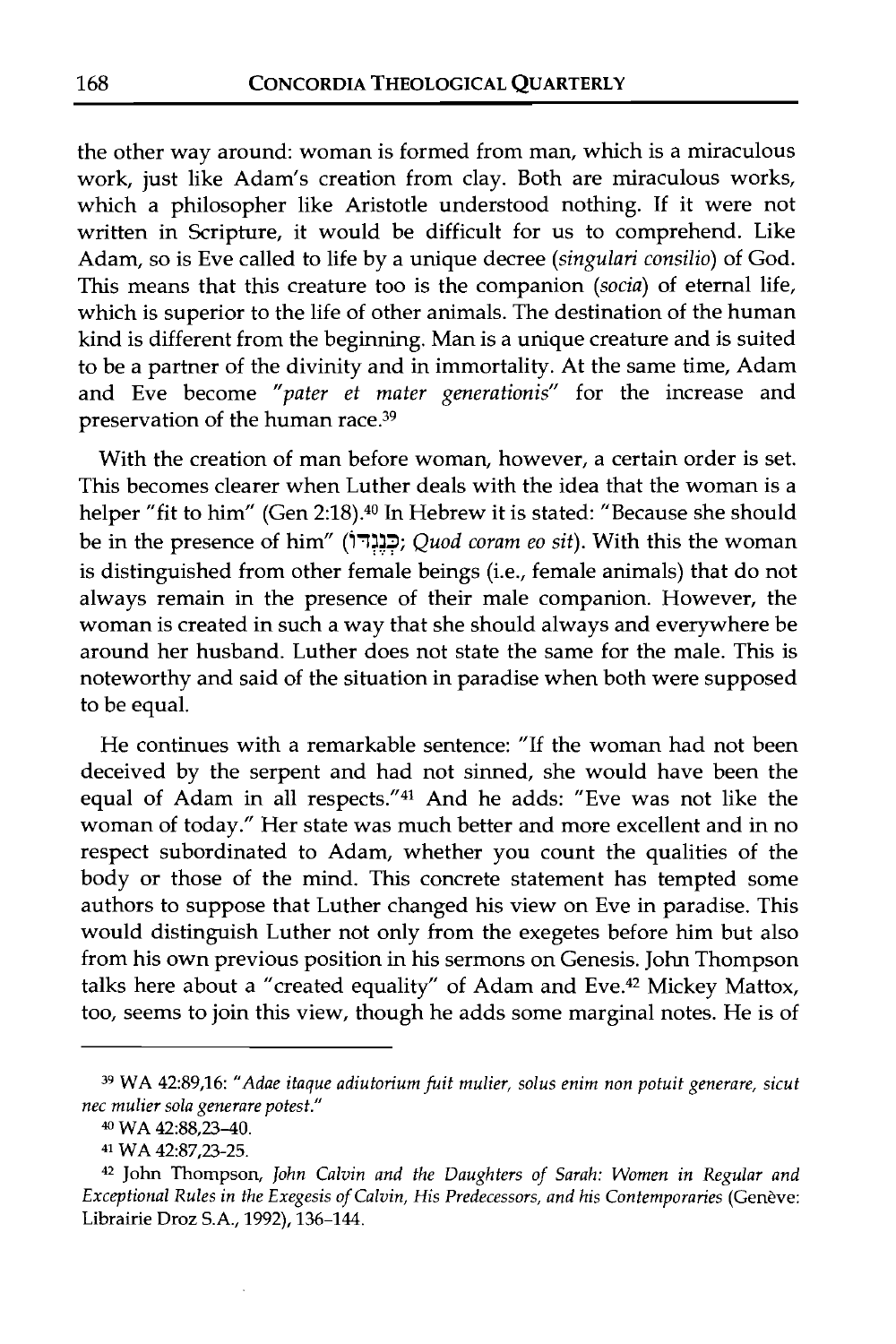the other way around: woman is formed from man, which is a miraculous work, just like Adam's creation from clay. Both are miraculous works, which a philosopher like Aristotle understood nothing. If it were not written in Scripture, it would be difficult for us to comprehend. Like Adam, so is Eve called to life by a unique decree (*singulari consilio*) of God. This means that this creature too is the companion (*socia*) of eternal life, which is superior to the life of other animals. The destination of the human kind is different from the beginning. Man is a unique creature and is suited to be a partner of the divinity and in immortality. At the same time, Adam and Eve become *"pater et mater generationis"* for the increase and preservation of the human race.[39]

With the creation of man before woman, however, a certain order is set. This becomes clearer when Luther deals with the idea that the woman is a helper "fit to him" (Gen 2:18).[40] In Hebrew it is stated: "Because she should be in the presence of him" (כְּנֶגְדּוֹ; *Quod coram eo sit*). With this the woman is distinguished from other female beings (i.e., female animals) that do not always remain in the presence of their male companion. However, the woman is created in such a way that she should always and everywhere be around her husband. Luther does not state the same for the male. This is noteworthy and said of the situation in paradise when both were supposed to be equal.

He continues with a remarkable sentence: "If the woman had not been deceived by the serpent and had not sinned, she would have been the equal of Adam in all respects."[41] And he adds: "Eve was not like the woman of today." Her state was much better and more excellent and in no respect subordinated to Adam, whether you count the qualities of the body or those of the mind. This concrete statement has tempted some authors to suppose that Luther changed his view on Eve in paradise. This would distinguish Luther not only from the exegetes before him but also from his own previous position in his sermons on Genesis. John Thompson talks here about a "created equality" of Adam and Eve.[42] Mickey Mattox, too, seems to join this view, though he adds some marginal notes. He is of

---

[39] WA 42:89,16: *"Adae itaque adiutorium fuit mulier, solus enim non potuit generare, sicut nec mulier sola generare potest."*

[40] WA 42:88,23–40.

[41] WA 42:87,23-25.

[42] John Thompson, *John Calvin and the Daughters of Sarah: Women in Regular and Exceptional Rules in the Exegesis of Calvin, His Predecessors, and his Contemporaries* (Genève: Librairie Droz S.A., 1992), 136–144.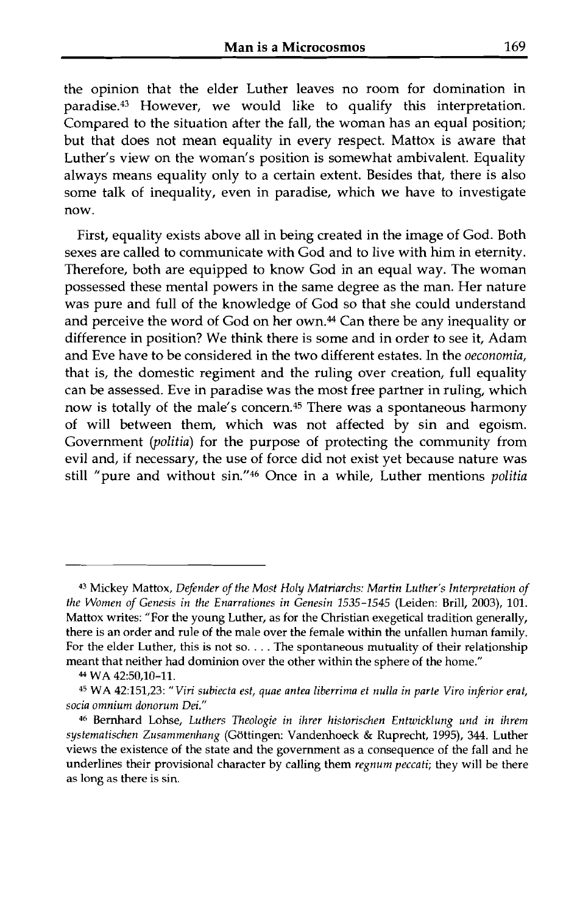the opinion that the elder Luther leaves no room for domination in paradise.[43] However, we would like to qualify this interpretation. Compared to the situation after the fall, the woman has an equal position; but that does not mean equality in every respect. Mattox is aware that Luther's view on the woman's position is somewhat ambivalent. Equality always means equality only to a certain extent. Besides that, there is also some talk of inequality, even in paradise, which we have to investigate now.

First, equality exists above all in being created in the image of God. Both sexes are called to communicate with God and to live with him in eternity. Therefore, both are equipped to know God in an equal way. The woman possessed these mental powers in the same degree as the man. Her nature was pure and full of the knowledge of God so that she could understand and perceive the word of God on her own.[44] Can there be any inequality or difference in position? We think there is some and in order to see it, Adam and Eve have to be considered in the two different estates. In the *oeconomia*, that is, the domestic regiment and the ruling over creation, full equality can be assessed. Eve in paradise was the most free partner in ruling, which now is totally of the male's concern.[45] There was a spontaneous harmony of will between them, which was not affected by sin and egoism. Government (*politia*) for the purpose of protecting the community from evil and, if necessary, the use of force did not exist yet because nature was still "pure and without sin."[46] Once in a while, Luther mentions *politia*

---

[43] Mickey Mattox, *Defender of the Most Holy Matriarchs: Martin Luther's Interpretation of the Women of Genesis in the Enarrationes in Genesin 1535–1545* (Leiden: Brill, 2003), 101. Mattox writes: "For the young Luther, as for the Christian exegetical tradition generally, there is an order and rule of the male over the female within the unfallen human family. For the elder Luther, this is not so. . . . The spontaneous mutuality of their relationship meant that neither had dominion over the other within the sphere of the home."

[44] WA 42:50,10–11.

[45] WA 42:151,23: "*Viri subiecta est, quae antea liberrima et nulla in parte Viro inferior erat, socia omnium donorum Dei.*"

[46] Bernhard Lohse, *Luthers Theologie in ihrer historischen Entwicklung und in ihrem systematischen Zusammenhang* (Göttingen: Vandenhoeck & Ruprecht, 1995), 344. Luther views the existence of the state and the government as a consequence of the fall and he underlines their provisional character by calling them *regnum peccati*; they will be there as long as there is sin.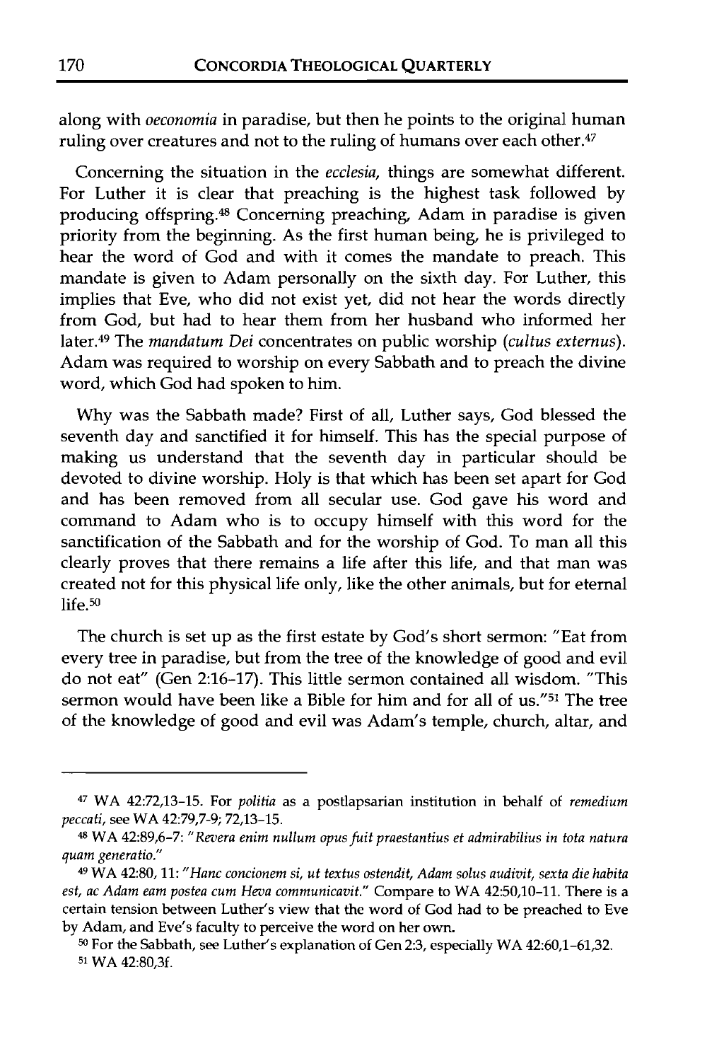along with *oeconomia* in paradise, but then he points to the original human ruling over creatures and not to the ruling of humans over each other.[47]

Concerning the situation in the *ecclesia*, things are somewhat different. For Luther it is clear that preaching is the highest task followed by producing offspring.[48] Concerning preaching, Adam in paradise is given priority from the beginning. As the first human being, he is privileged to hear the word of God and with it comes the mandate to preach. This mandate is given to Adam personally on the sixth day. For Luther, this implies that Eve, who did not exist yet, did not hear the words directly from God, but had to hear them from her husband who informed her later.[49] The *mandatum Dei* concentrates on public worship (*cultus externus*). Adam was required to worship on every Sabbath and to preach the divine word, which God had spoken to him.

Why was the Sabbath made? First of all, Luther says, God blessed the seventh day and sanctified it for himself. This has the special purpose of making us understand that the seventh day in particular should be devoted to divine worship. Holy is that which has been set apart for God and has been removed from all secular use. God gave his word and command to Adam who is to occupy himself with this word for the sanctification of the Sabbath and for the worship of God. To man all this clearly proves that there remains a life after this life, and that man was created not for this physical life only, like the other animals, but for eternal life.[50]

The church is set up as the first estate by God's short sermon: "Eat from every tree in paradise, but from the tree of the knowledge of good and evil do not eat" (Gen 2:16-17). This little sermon contained all wisdom. "This sermon would have been like a Bible for him and for all of us."[51] The tree of the knowledge of good and evil was Adam's temple, church, altar, and

---

[47] WA 42:72,13-15. For *politia* as a postlapsarian institution in behalf of *remedium peccati*, see WA 42:79,7-9; 72,13-15.

[48] WA 42:89,6-7: "*Revera enim nullum opus fuit praestantius et admirabilius in tota natura quam generatio.*"

[49] WA 42:80, 11: "*Hanc concionem si, ut textus ostendit, Adam solus audivit, sexta die habita est, ac Adam eam postea cum Heva communicavit.*" Compare to WA 42:50,10-11. There is a certain tension between Luther's view that the word of God had to be preached to Eve by Adam, and Eve's faculty to perceive the word on her own.

[50] For the Sabbath, see Luther's explanation of Gen 2:3, especially WA 42:60,1-61,32.

[51] WA 42:80,3f.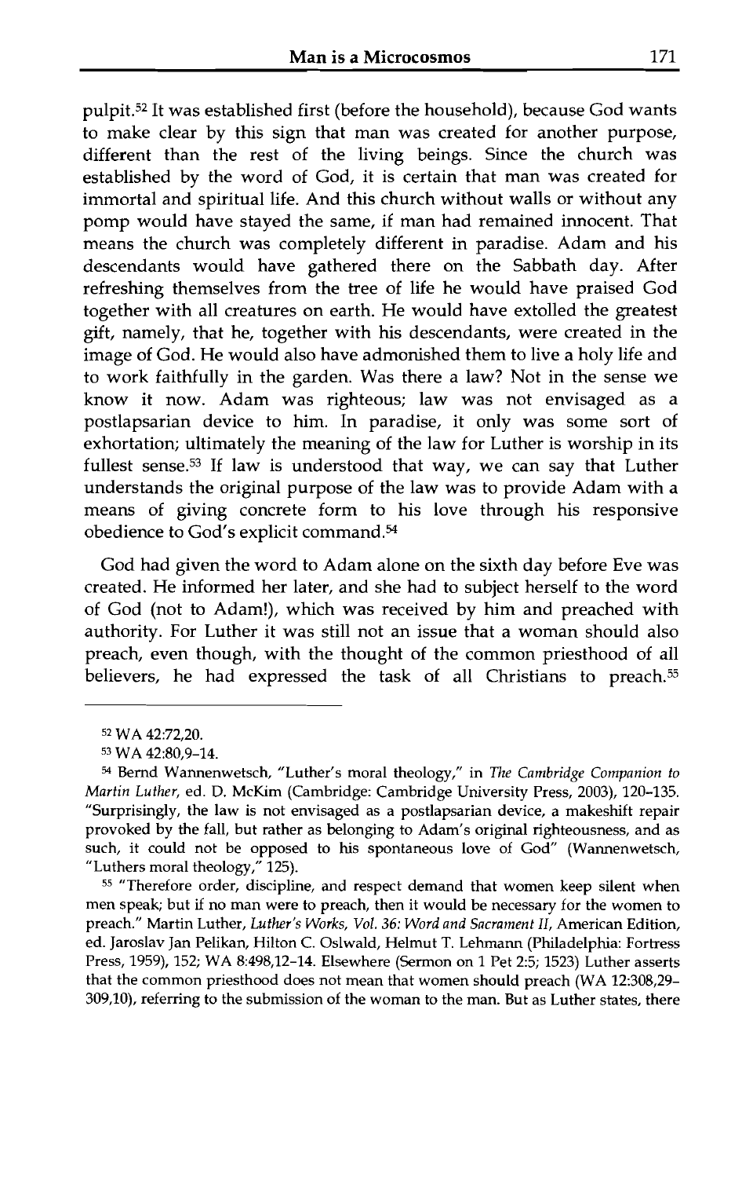pulpit.[52] It was established first (before the household), because God wants to make clear by this sign that man was created for another purpose, different than the rest of the living beings. Since the church was established by the word of God, it is certain that man was created for immortal and spiritual life. And this church without walls or without any pomp would have stayed the same, if man had remained innocent. That means the church was completely different in paradise. Adam and his descendants would have gathered there on the Sabbath day. After refreshing themselves from the tree of life he would have praised God together with all creatures on earth. He would have extolled the greatest gift, namely, that he, together with his descendants, were created in the image of God. He would also have admonished them to live a holy life and to work faithfully in the garden. Was there a law? Not in the sense we know it now. Adam was righteous; law was not envisaged as a postlapsarian device to him. In paradise, it only was some sort of exhortation; ultimately the meaning of the law for Luther is worship in its fullest sense.[53] If law is understood that way, we can say that Luther understands the original purpose of the law was to provide Adam with a means of giving concrete form to his love through his responsive obedience to God's explicit command.[54]

God had given the word to Adam alone on the sixth day before Eve was created. He informed her later, and she had to subject herself to the word of God (not to Adam!), which was received by him and preached with authority. For Luther it was still not an issue that a woman should also preach, even though, with the thought of the common priesthood of all believers, he had expressed the task of all Christians to preach.[55]

---

[52] WA 42:72,20.

[53] WA 42:80,9–14.

[54] Bernd Wannenwetsch, "Luther's moral theology," in *The Cambridge Companion to Martin Luther*, ed. D. McKim (Cambridge: Cambridge University Press, 2003), 120–135. "Surprisingly, the law is not envisaged as a postlapsarian device, a makeshift repair provoked by the fall, but rather as belonging to Adam's original righteousness, and as such, it could not be opposed to his spontaneous love of God" (Wannenwetsch, "Luthers moral theology," 125).

[55] "Therefore order, discipline, and respect demand that women keep silent when men speak; but if no man were to preach, then it would be necessary for the women to preach." Martin Luther, *Luther's Works, Vol. 36: Word and Sacrament II*, American Edition, ed. Jaroslav Jan Pelikan, Hilton C. Oslwald, Helmut T. Lehmann (Philadelphia: Fortress Press, 1959), 152; WA 8:498,12–14. Elsewhere (Sermon on 1 Pet 2:5; 1523) Luther asserts that the common priesthood does not mean that women should preach (WA 12:308,29–309,10), referring to the submission of the woman to the man. But as Luther states, there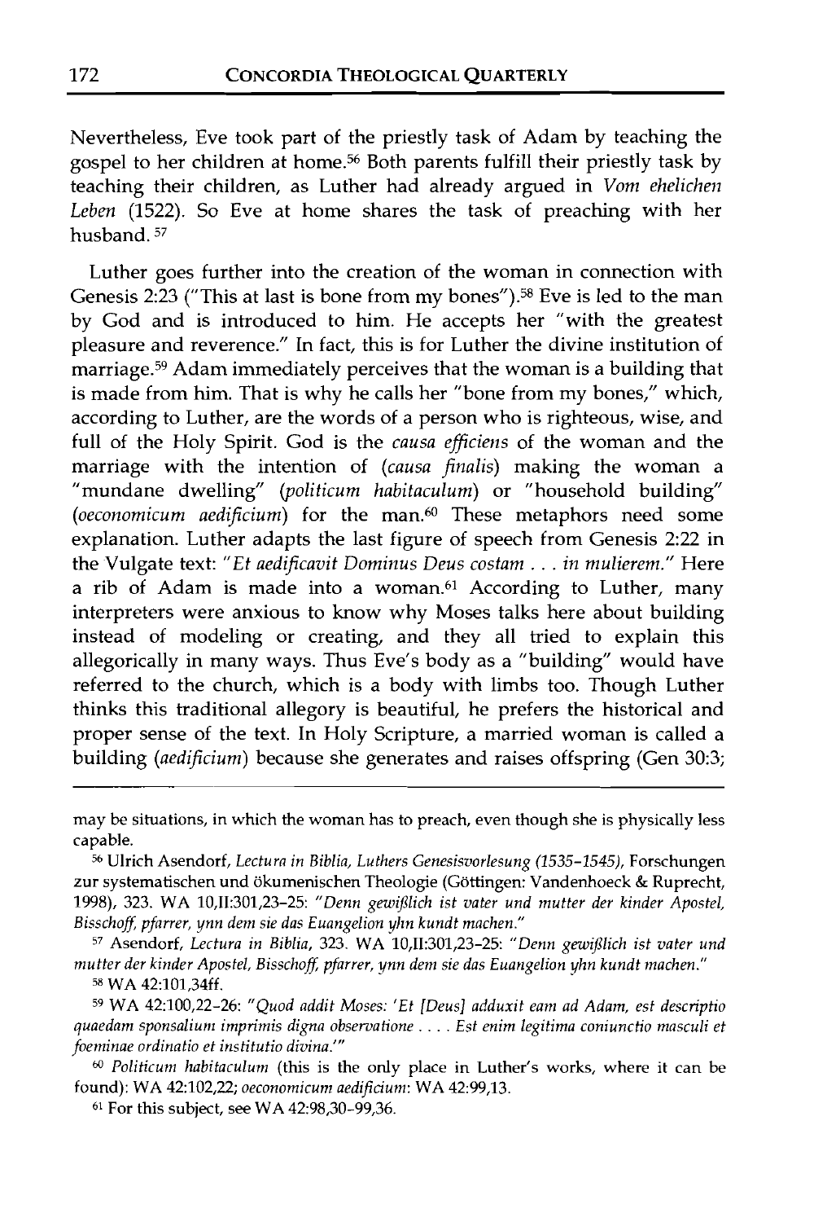Nevertheless, Eve took part of the priestly task of Adam by teaching the gospel to her children at home.[56] Both parents fulfill their priestly task by teaching their children, as Luther had already argued in *Vom ehelichen Leben* (1522). So Eve at home shares the task of preaching with her husband.[57]

Luther goes further into the creation of the woman in connection with Genesis 2:23 ("This at last is bone from my bones").[58] Eve is led to the man by God and is introduced to him. He accepts her "with the greatest pleasure and reverence." In fact, this is for Luther the divine institution of marriage.[59] Adam immediately perceives that the woman is a building that is made from him. That is why he calls her "bone from my bones," which, according to Luther, are the words of a person who is righteous, wise, and full of the Holy Spirit. God is the *causa efficiens* of the woman and the marriage with the intention of (*causa finalis*) making the woman a "mundane dwelling" (*politicum habitaculum*) or "household building" (*oeconomicum aedificium*) for the man.[60] These metaphors need some explanation. Luther adapts the last figure of speech from Genesis 2:22 in the Vulgate text: "*Et aedificavit Dominus Deus costam . . . in mulierem.*" Here a rib of Adam is made into a woman.[61] According to Luther, many interpreters were anxious to know why Moses talks here about building instead of modeling or creating, and they all tried to explain this allegorically in many ways. Thus Eve's body as a "building" would have referred to the church, which is a body with limbs too. Though Luther thinks this traditional allegory is beautiful, he prefers the historical and proper sense of the text. In Holy Scripture, a married woman is called a building (*aedificium*) because she generates and raises offspring (Gen 30:3;

---

may be situations, in which the woman has to preach, even though she is physically less capable.

[56] Ulrich Asendorf, *Lectura in Biblia, Luthers Genesisvorlesung (1535–1545)*, Forschungen zur systematischen und ökumenischen Theologie (Göttingen: Vandenhoeck & Ruprecht, 1998), 323. WA 10,II:301,23–25: "*Denn gewißlich ist vater und mutter der kinder Apostel, Bisschoff, pfarrer, ynn dem sie das Euangelion yhn kundt machen.*"

[57] Asendorf, *Lectura in Biblia*, 323. WA 10,II:301,23–25: "*Denn gewißlich ist vater und mutter der kinder Apostel, Bisschoff, pfarrer, ynn dem sie das Euangelion yhn kundt machen.*"

[58] WA 42:101,34ff.

[59] WA 42:100,22–26: "*Quod addit Moses: 'Et [Deus] adduxit eam ad Adam, est descriptio quaedam sponsalium imprimis digna observatione . . . . Est enim legitima coniunctio masculi et foeminae ordinatio et institutio divina.'*"

[60] *Politicum habitaculum* (this is the only place in Luther's works, where it can be found): WA 42:102,22; *oeconomicum aedificium*: WA 42:99,13.

[61] For this subject, see WA 42:98,30–99,36.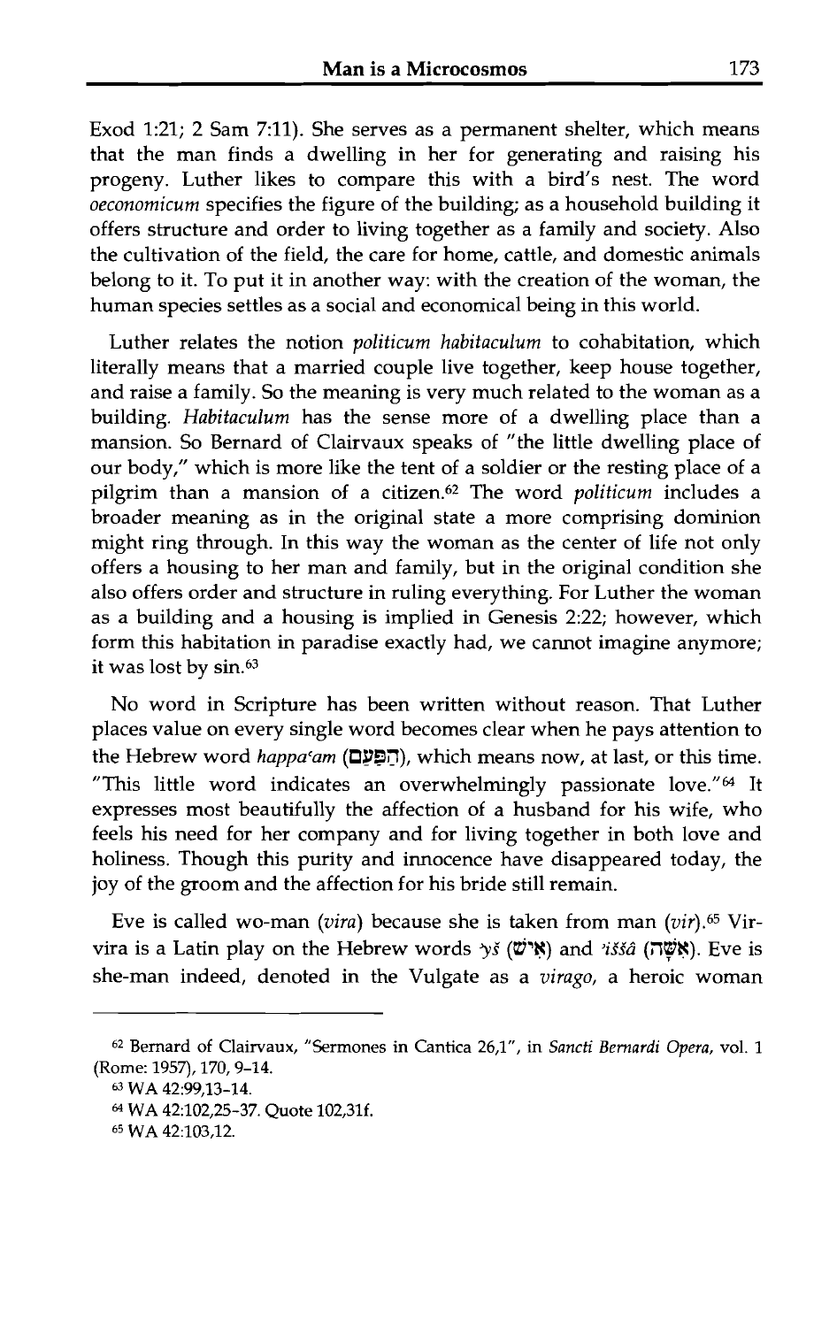Exod 1:21; 2 Sam 7:11). She serves as a permanent shelter, which means that the man finds a dwelling in her for generating and raising his progeny. Luther likes to compare this with a bird's nest. The word *oeconomicum* specifies the figure of the building; as a household building it offers structure and order to living together as a family and society. Also the cultivation of the field, the care for home, cattle, and domestic animals belong to it. To put it in another way: with the creation of the woman, the human species settles as a social and economical being in this world.

Luther relates the notion *politicum habitaculum* to cohabitation, which literally means that a married couple live together, keep house together, and raise a family. So the meaning is very much related to the woman as a building. *Habitaculum* has the sense more of a dwelling place than a mansion. So Bernard of Clairvaux speaks of "the little dwelling place of our body," which is more like the tent of a soldier or the resting place of a pilgrim than a mansion of a citizen.[62] The word *politicum* includes a broader meaning as in the original state a more comprising dominion might ring through. In this way the woman as the center of life not only offers a housing to her man and family, but in the original condition she also offers order and structure in ruling everything. For Luther the woman as a building and a housing is implied in Genesis 2:22; however, which form this habitation in paradise exactly had, we cannot imagine anymore; it was lost by sin.[63]

No word in Scripture has been written without reason. That Luther places value on every single word becomes clear when he pays attention to the Hebrew word *happa'am* (הַפַּעַם), which means now, at last, or this time. "This little word indicates an overwhelmingly passionate love."[64] It expresses most beautifully the affection of a husband for his wife, who feels his need for her company and for living together in both love and holiness. Though this purity and innocence have disappeared today, the joy of the groom and the affection for his bride still remain.

Eve is called wo-man (*vira*) because she is taken from man (*vir*).[65] Vir-vira is a Latin play on the Hebrew words *'yš* (אִישׁ) and *'iššâ* (אִשָּׁה). Eve is she-man indeed, denoted in the Vulgate as a *virago*, a heroic woman

---

[62] Bernard of Clairvaux, "Sermones in Cantica 26,1", in *Sancti Bernardi Opera*, vol. 1 (Rome: 1957), 170, 9–14.

[63] WA 42:99,13–14.

[64] WA 42:102,25–37. Quote 102,31f.

[65] WA 42:103,12.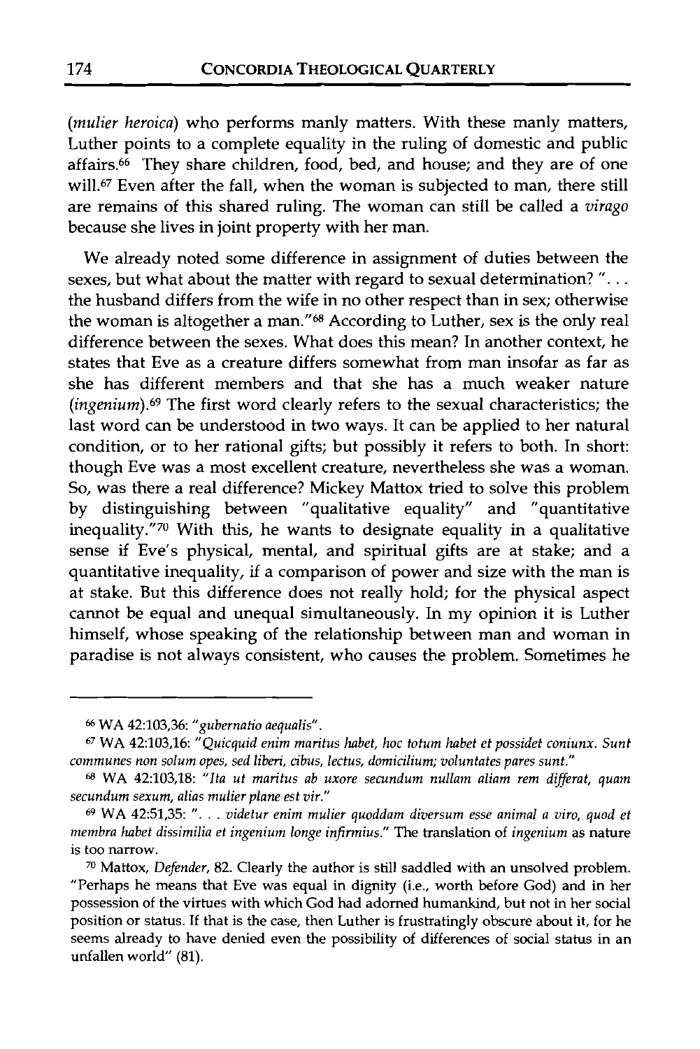(*mulier heroica*) who performs manly matters. With these manly matters, Luther points to a complete equality in the ruling of domestic and public affairs.[66] They share children, food, bed, and house; and they are of one will.[67] Even after the fall, when the woman is subjected to man, there still are remains of this shared ruling. The woman can still be called a *virago* because she lives in joint property with her man.

We already noted some difference in assignment of duties between the sexes, but what about the matter with regard to sexual determination? ". . . the husband differs from the wife in no other respect than in sex; otherwise the woman is altogether a man."[68] According to Luther, sex is the only real difference between the sexes. What does this mean? In another context, he states that Eve as a creature differs somewhat from man insofar as far as she has different members and that she has a much weaker nature (*ingenium*).[69] The first word clearly refers to the sexual characteristics; the last word can be understood in two ways. It can be applied to her natural condition, or to her rational gifts; but possibly it refers to both. In short: though Eve was a most excellent creature, nevertheless she was a woman. So, was there a real difference? Mickey Mattox tried to solve this problem by distinguishing between "qualitative equality" and "quantitative inequality."[70] With this, he wants to designate equality in a qualitative sense if Eve's physical, mental, and spiritual gifts are at stake; and a quantitative inequality, if a comparison of power and size with the man is at stake. But this difference does not really hold; for the physical aspect cannot be equal and unequal simultaneously. In my opinion it is Luther himself, whose speaking of the relationship between man and woman in paradise is not always consistent, who causes the problem. Sometimes he

---

[66] WA 42:103,36: "*gubernatio aequalis*".

[67] WA 42:103,16: "*Quicquid enim maritus habet, hoc totum habet et possidet coniunx. Sunt communes non solum opes, sed liberi, cibus, lectus, domicilium; voluntates pares sunt.*"

[68] WA 42:103,18: "*Ita ut maritus ab uxore secundum nullam aliam rem differat, quam secundum sexum, alias mulier plane est vir.*"

[69] WA 42:51,35: ". . . *videtur enim mulier quoddam diversum esse animal a viro, quod et membra habet dissimilia et ingenium longe infirmius.*" The translation of *ingenium* as nature is too narrow.

[70] Mattox, *Defender*, 82. Clearly the author is still saddled with an unsolved problem. "Perhaps he means that Eve was equal in dignity (i.e., worth before God) and in her possession of the virtues with which God had adorned humankind, but not in her social position or status. If that is the case, then Luther is frustratingly obscure about it, for he seems already to have denied even the possibility of differences of social status in an unfallen world" (81).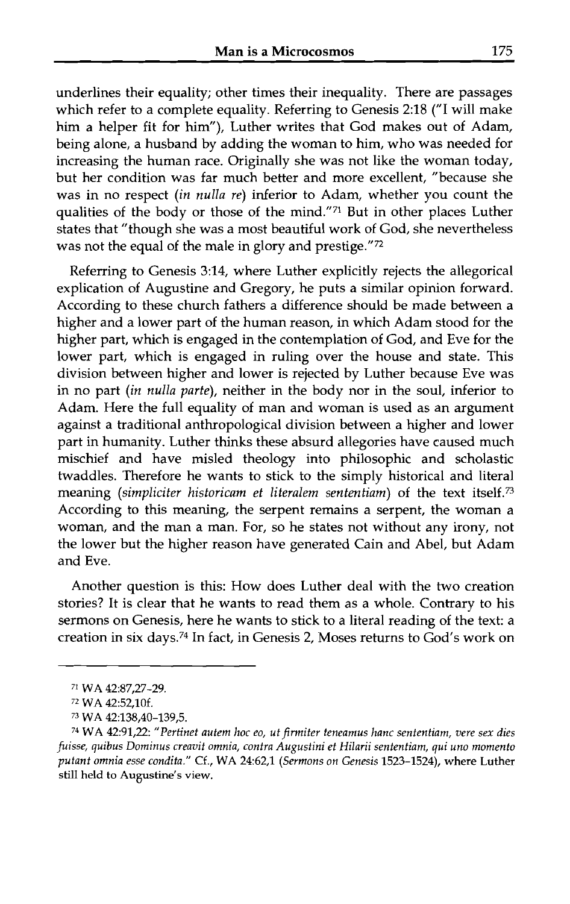underlines their equality; other times their inequality. There are passages which refer to a complete equality. Referring to Genesis 2:18 ("I will make him a helper fit for him"), Luther writes that God makes out of Adam, being alone, a husband by adding the woman to him, who was needed for increasing the human race. Originally she was not like the woman today, but her condition was far much better and more excellent, "because she was in no respect (*in nulla re*) inferior to Adam, whether you count the qualities of the body or those of the mind."[71] But in other places Luther states that "though she was a most beautiful work of God, she nevertheless was not the equal of the male in glory and prestige."[72]

Referring to Genesis 3:14, where Luther explicitly rejects the allegorical explication of Augustine and Gregory, he puts a similar opinion forward. According to these church fathers a difference should be made between a higher and a lower part of the human reason, in which Adam stood for the higher part, which is engaged in the contemplation of God, and Eve for the lower part, which is engaged in ruling over the house and state. This division between higher and lower is rejected by Luther because Eve was in no part (*in nulla parte*), neither in the body nor in the soul, inferior to Adam. Here the full equality of man and woman is used as an argument against a traditional anthropological division between a higher and lower part in humanity. Luther thinks these absurd allegories have caused much mischief and have misled theology into philosophic and scholastic twaddles. Therefore he wants to stick to the simply historical and literal meaning (*simpliciter historicam et literalem sententiam*) of the text itself.[73] According to this meaning, the serpent remains a serpent, the woman a woman, and the man a man. For, so he states not without any irony, not the lower but the higher reason have generated Cain and Abel, but Adam and Eve.

Another question is this: How does Luther deal with the two creation stories? It is clear that he wants to read them as a whole. Contrary to his sermons on Genesis, here he wants to stick to a literal reading of the text: a creation in six days.[74] In fact, in Genesis 2, Moses returns to God's work on

---

[71] WA 42:87,27-29.

[72] WA 42:52,10f.

[73] WA 42:138,40-139,5.

[74] WA 42:91,22: "*Pertinet autem hoc eo, ut firmiter teneamus hanc sententiam, vere sex dies fuisse, quibus Dominus creavit omnia, contra Augustini et Hilarii sententiam, qui uno momento putant omnia esse condita.*" Cf., WA 24:62,1 (*Sermons on Genesis* 1523-1524), where Luther still held to Augustine's view.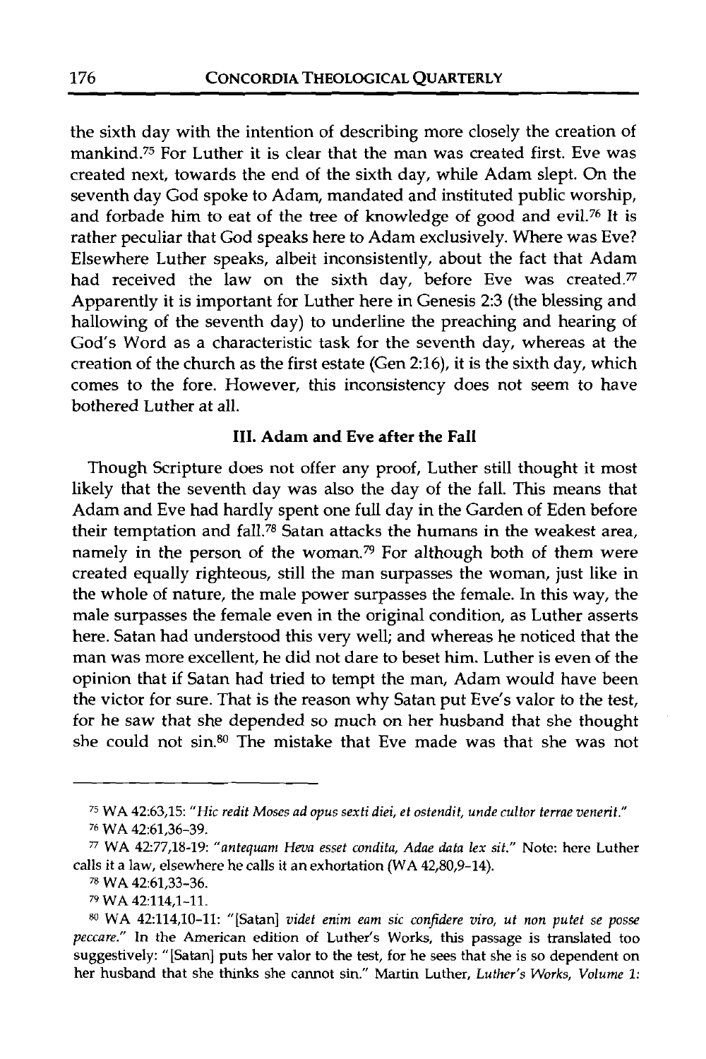the sixth day with the intention of describing more closely the creation of mankind.[75] For Luther it is clear that the man was created first. Eve was created next, towards the end of the sixth day, while Adam slept. On the seventh day God spoke to Adam, mandated and instituted public worship, and forbade him to eat of the tree of knowledge of good and evil.[76] It is rather peculiar that God speaks here to Adam exclusively. Where was Eve? Elsewhere Luther speaks, albeit inconsistently, about the fact that Adam had received the law on the sixth day, before Eve was created.[77] Apparently it is important for Luther here in Genesis 2:3 (the blessing and hallowing of the seventh day) to underline the preaching and hearing of God's Word as a characteristic task for the seventh day, whereas at the creation of the church as the first estate (Gen 2:16), it is the sixth day, which comes to the fore. However, this inconsistency does not seem to have bothered Luther at all.

### III. Adam and Eve after the Fall

Though Scripture does not offer any proof, Luther still thought it most likely that the seventh day was also the day of the fall. This means that Adam and Eve had hardly spent one full day in the Garden of Eden before their temptation and fall.[78] Satan attacks the humans in the weakest area, namely in the person of the woman.[79] For although both of them were created equally righteous, still the man surpasses the woman, just like in the whole of nature, the male power surpasses the female. In this way, the male surpasses the female even in the original condition, as Luther asserts here. Satan had understood this very well; and whereas he noticed that the man was more excellent, he did not dare to beset him. Luther is even of the opinion that if Satan had tried to tempt the man, Adam would have been the victor for sure. That is the reason why Satan put Eve's valor to the test, for he saw that she depended so much on her husband that she thought she could not sin.[80] The mistake that Eve made was that she was not

---

[75] WA 42:63,15: "*Hic redit Moses ad opus sexti diei, et ostendit, unde cultor terrae venerit.*"

[76] WA 42:61,36-39.

[77] WA 42:77,18-19: "*antequam Heva esset condita, Adae data lex sit.*" Note: here Luther calls it a law, elsewhere he calls it an exhortation (WA 42,80,9-14).

[78] WA 42:61,33-36.

[79] WA 42:114,1-11.

[80] WA 42:114,10-11: "[Satan] *videt enim eam sic confidere viro, ut non putet se posse peccare.*" In the American edition of Luther's Works, this passage is translated too suggestively: "[Satan] puts her valor to the test, for he sees that she is so dependent on her husband that she thinks she cannot sin." Martin Luther, *Luther's Works, Volume 1:*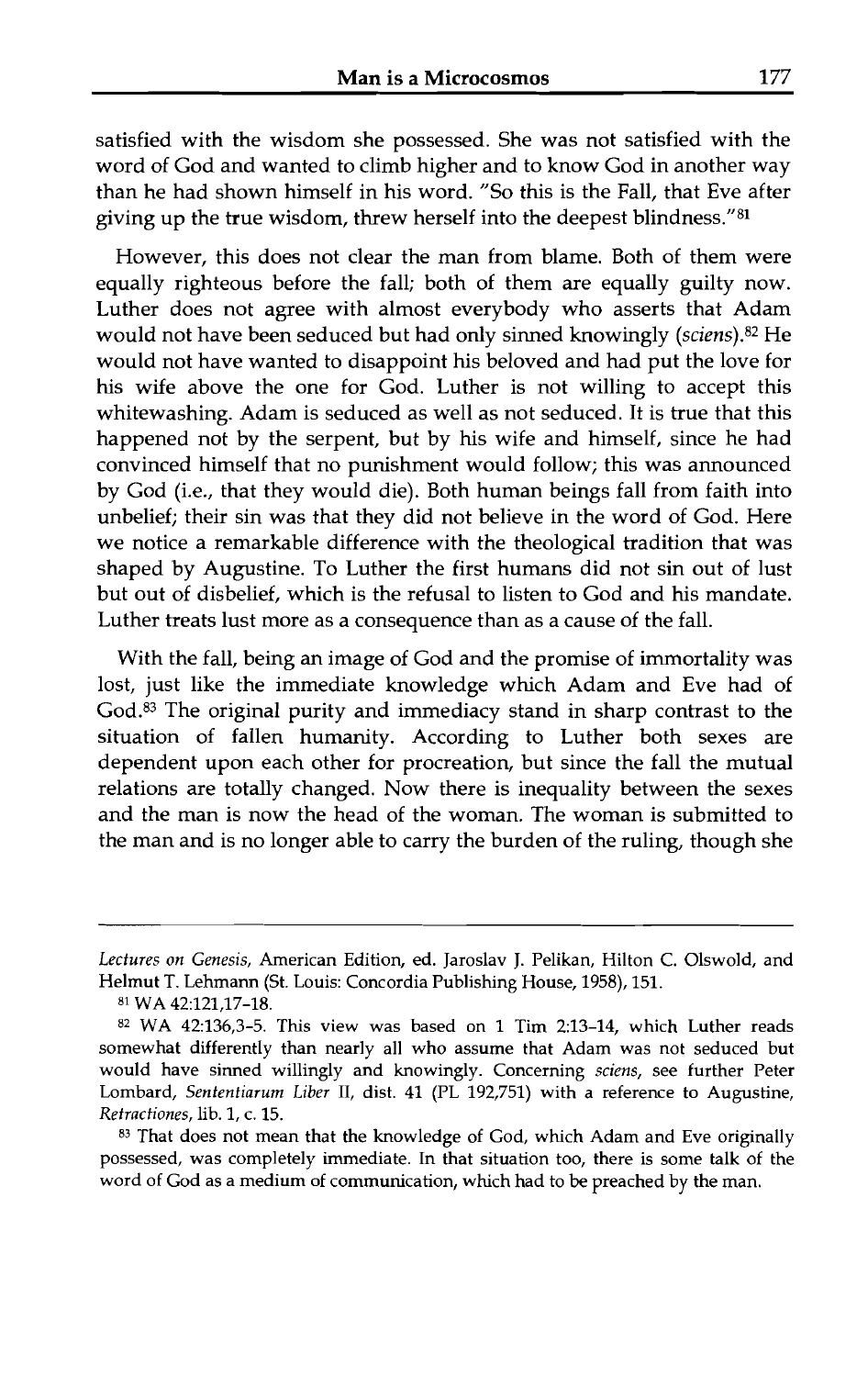satisfied with the wisdom she possessed. She was not satisfied with the word of God and wanted to climb higher and to know God in another way than he had shown himself in his word. "So this is the Fall, that Eve after giving up the true wisdom, threw herself into the deepest blindness."[81]

However, this does not clear the man from blame. Both of them were equally righteous before the fall; both of them are equally guilty now. Luther does not agree with almost everybody who asserts that Adam would not have been seduced but had only sinned knowingly (*sciens*).[82] He would not have wanted to disappoint his beloved and had put the love for his wife above the one for God. Luther is not willing to accept this whitewashing. Adam is seduced as well as not seduced. It is true that this happened not by the serpent, but by his wife and himself, since he had convinced himself that no punishment would follow; this was announced by God (i.e., that they would die). Both human beings fall from faith into unbelief; their sin was that they did not believe in the word of God. Here we notice a remarkable difference with the theological tradition that was shaped by Augustine. To Luther the first humans did not sin out of lust but out of disbelief, which is the refusal to listen to God and his mandate. Luther treats lust more as a consequence than as a cause of the fall.

With the fall, being an image of God and the promise of immortality was lost, just like the immediate knowledge which Adam and Eve had of God.[83] The original purity and immediacy stand in sharp contrast to the situation of fallen humanity. According to Luther both sexes are dependent upon each other for procreation, but since the fall the mutual relations are totally changed. Now there is inequality between the sexes and the man is now the head of the woman. The woman is submitted to the man and is no longer able to carry the burden of the ruling, though she

---

*Lectures on Genesis*, American Edition, ed. Jaroslav J. Pelikan, Hilton C. Olswold, and Helmut T. Lehmann (St. Louis: Concordia Publishing House, 1958), 151.

[81] WA 42:121,17-18.

[82] WA 42:136,3-5. This view was based on 1 Tim 2:13-14, which Luther reads somewhat differently than nearly all who assume that Adam was not seduced but would have sinned willingly and knowingly. Concerning *sciens*, see further Peter Lombard, *Sententiarum Liber* II, dist. 41 (PL 192,751) with a reference to Augustine, *Retractiones*, lib. 1, c. 15.

[83] That does not mean that the knowledge of God, which Adam and Eve originally possessed, was completely immediate. In that situation too, there is some talk of the word of God as a medium of communication, which had to be preached by the man.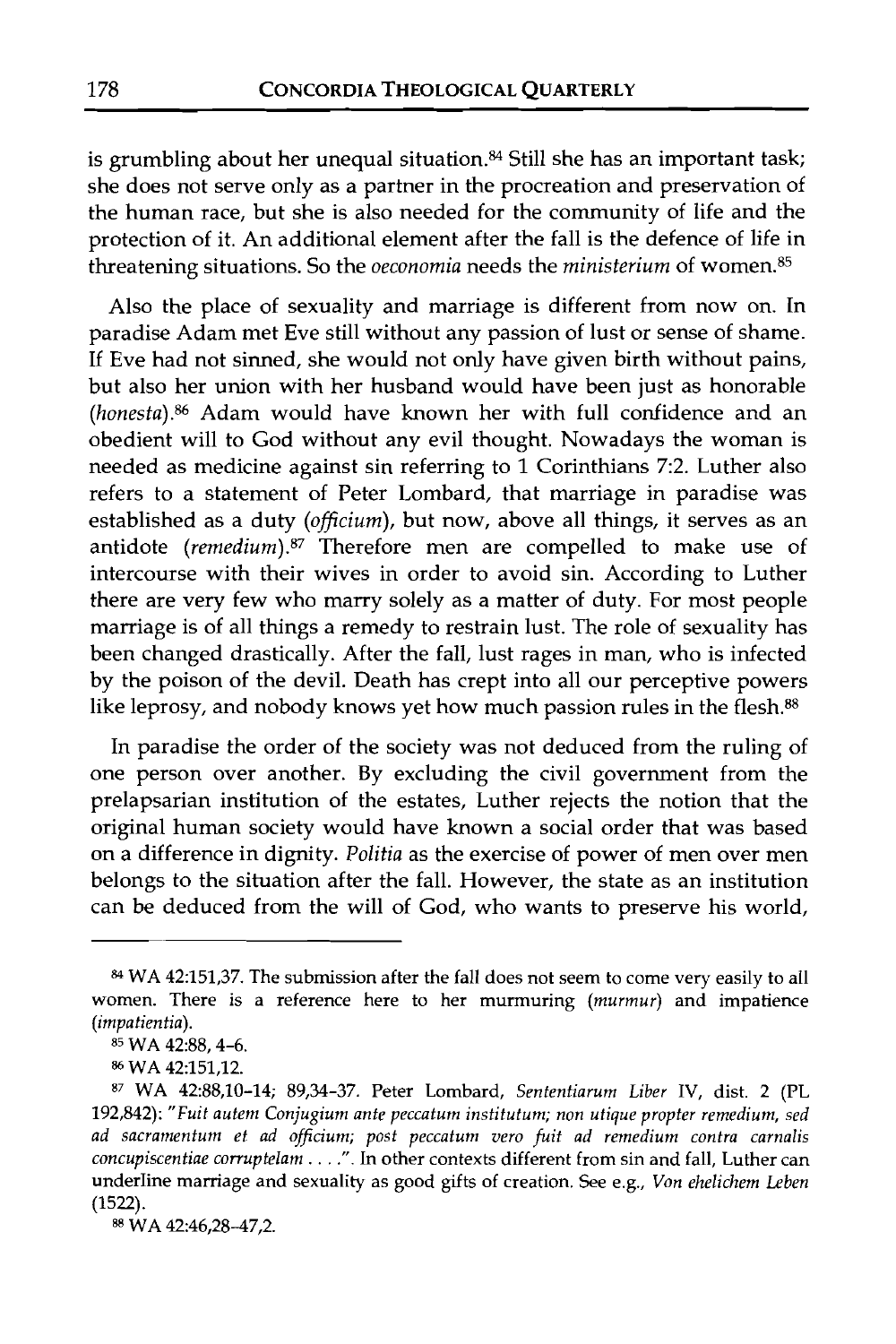is grumbling about her unequal situation.[84] Still she has an important task; she does not serve only as a partner in the procreation and preservation of the human race, but she is also needed for the community of life and the protection of it. An additional element after the fall is the defence of life in threatening situations. So the *oeconomia* needs the *ministerium* of women.[85]

Also the place of sexuality and marriage is different from now on. In paradise Adam met Eve still without any passion of lust or sense of shame. If Eve had not sinned, she would not only have given birth without pains, but also her union with her husband would have been just as honorable (*honesta*).[86] Adam would have known her with full confidence and an obedient will to God without any evil thought. Nowadays the woman is needed as medicine against sin referring to 1 Corinthians 7:2. Luther also refers to a statement of Peter Lombard, that marriage in paradise was established as a duty (*officium*), but now, above all things, it serves as an antidote (*remedium*).[87] Therefore men are compelled to make use of intercourse with their wives in order to avoid sin. According to Luther there are very few who marry solely as a matter of duty. For most people marriage is of all things a remedy to restrain lust. The role of sexuality has been changed drastically. After the fall, lust rages in man, who is infected by the poison of the devil. Death has crept into all our perceptive powers like leprosy, and nobody knows yet how much passion rules in the flesh.[88]

In paradise the order of the society was not deduced from the ruling of one person over another. By excluding the civil government from the prelapsarian institution of the estates, Luther rejects the notion that the original human society would have known a social order that was based on a difference in dignity. *Politia* as the exercise of power of men over men belongs to the situation after the fall. However, the state as an institution can be deduced from the will of God, who wants to preserve his world,

---

[84] WA 42:151,37. The submission after the fall does not seem to come very easily to all women. There is a reference here to her murmuring (*murmur*) and impatience (*impatientia*).

[85] WA 42:88, 4-6.

[86] WA 42:151,12.

[87] WA 42:88,10-14; 89,34-37. Peter Lombard, *Sententiarum Liber* IV, dist. 2 (PL 192,842): "*Fuit autem Conjugium ante peccatum institutum; non utique propter remedium, sed ad sacramentum et ad officium; post peccatum vero fuit ad remedium contra carnalis concupiscentiae corruptelam . . . .*". In other contexts different from sin and fall, Luther can underline marriage and sexuality as good gifts of creation. See e.g., *Von ehelichem Leben* (1522).

[88] WA 42:46,28-47,2.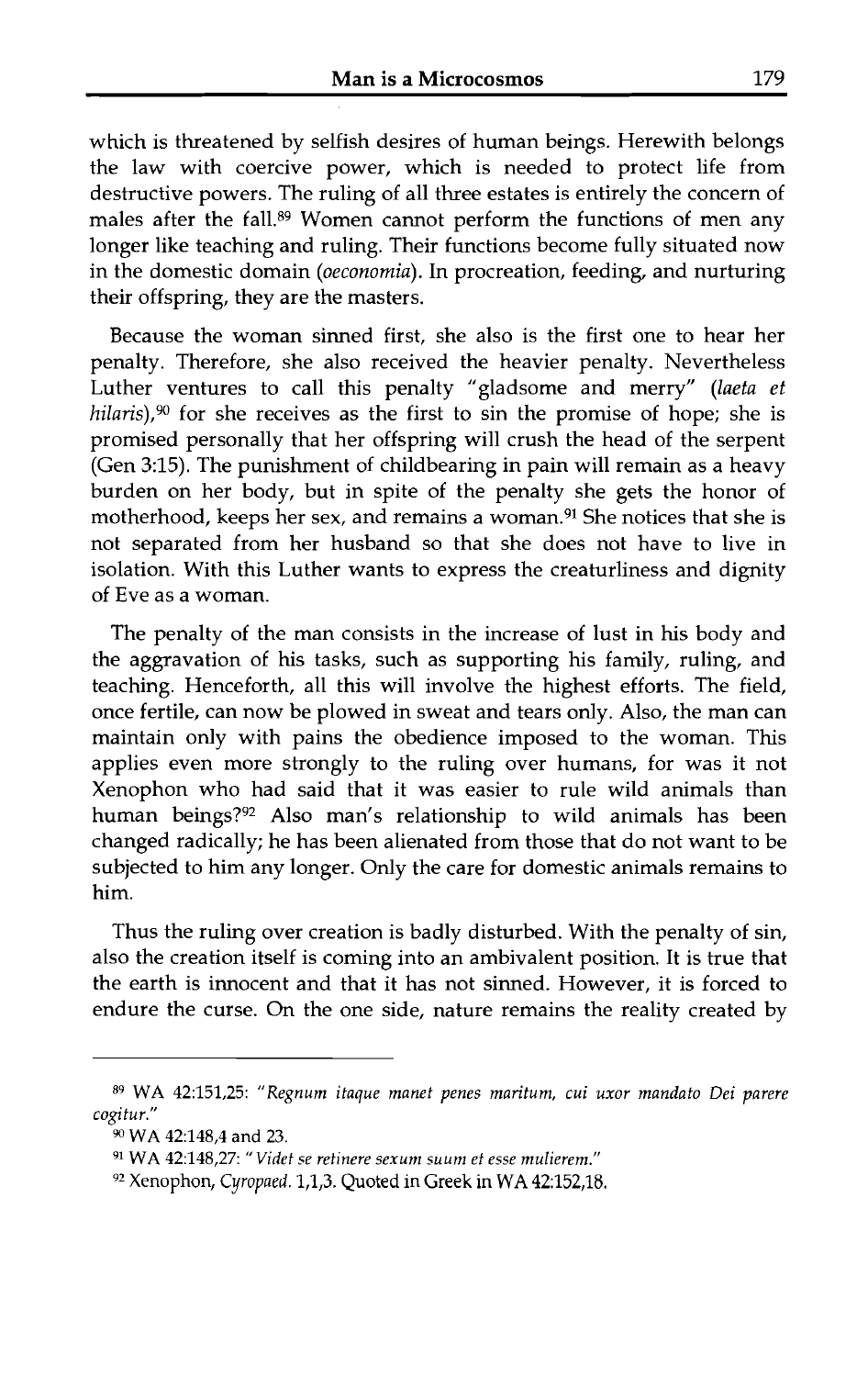which is threatened by selfish desires of human beings. Herewith belongs the law with coercive power, which is needed to protect life from destructive powers. The ruling of all three estates is entirely the concern of males after the fall.[89] Women cannot perform the functions of men any longer like teaching and ruling. Their functions become fully situated now in the domestic domain (*oeconomia*). In procreation, feeding, and nurturing their offspring, they are the masters.

Because the woman sinned first, she also is the first one to hear her penalty. Therefore, she also received the heavier penalty. Nevertheless Luther ventures to call this penalty "gladsome and merry" (*laeta et hilaris*),[90] for she receives as the first to sin the promise of hope; she is promised personally that her offspring will crush the head of the serpent (Gen 3:15). The punishment of childbearing in pain will remain as a heavy burden on her body, but in spite of the penalty she gets the honor of motherhood, keeps her sex, and remains a woman.[91] She notices that she is not separated from her husband so that she does not have to live in isolation. With this Luther wants to express the creaturliness and dignity of Eve as a woman.

The penalty of the man consists in the increase of lust in his body and the aggravation of his tasks, such as supporting his family, ruling, and teaching. Henceforth, all this will involve the highest efforts. The field, once fertile, can now be plowed in sweat and tears only. Also, the man can maintain only with pains the obedience imposed to the woman. This applies even more strongly to the ruling over humans, for was it not Xenophon who had said that it was easier to rule wild animals than human beings?[92] Also man's relationship to wild animals has been changed radically; he has been alienated from those that do not want to be subjected to him any longer. Only the care for domestic animals remains to him.

Thus the ruling over creation is badly disturbed. With the penalty of sin, also the creation itself is coming into an ambivalent position. It is true that the earth is innocent and that it has not sinned. However, it is forced to endure the curse. On the one side, nature remains the reality created by

---

[89] WA 42:151,25: "*Regnum itaque manet penes maritum, cui uxor mandato Dei parere cogitur.*"

[90] WA 42:148,4 and 23.

[91] WA 42:148,27: "*Videt se retinere sexum suum et esse mulierem.*"

[92] Xenophon, *Cyropaed.* 1,1,3. Quoted in Greek in WA 42:152,18.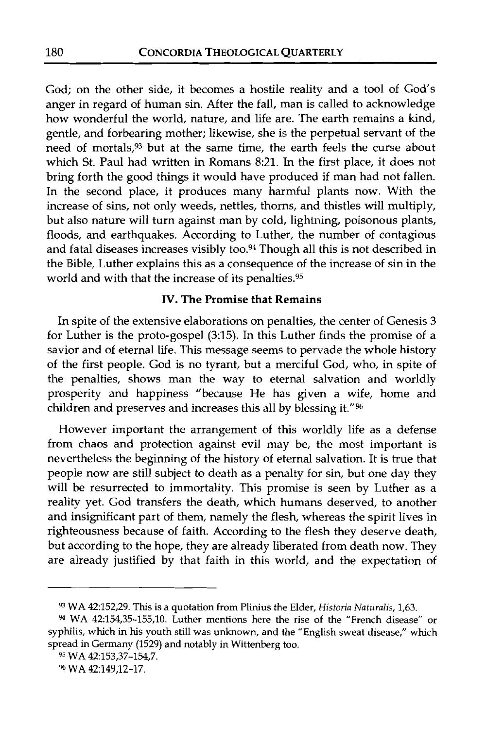God; on the other side, it becomes a hostile reality and a tool of God's anger in regard of human sin. After the fall, man is called to acknowledge how wonderful the world, nature, and life are. The earth remains a kind, gentle, and forbearing mother; likewise, she is the perpetual servant of the need of mortals,[93] but at the same time, the earth feels the curse about which St. Paul had written in Romans 8:21. In the first place, it does not bring forth the good things it would have produced if man had not fallen. In the second place, it produces many harmful plants now. With the increase of sins, not only weeds, nettles, thorns, and thistles will multiply, but also nature will turn against man by cold, lightning, poisonous plants, floods, and earthquakes. According to Luther, the number of contagious and fatal diseases increases visibly too.[94] Though all this is not described in the Bible, Luther explains this as a consequence of the increase of sin in the world and with that the increase of its penalties.[95]

### IV. The Promise that Remains

In spite of the extensive elaborations on penalties, the center of Genesis 3 for Luther is the proto-gospel (3:15). In this Luther finds the promise of a savior and of eternal life. This message seems to pervade the whole history of the first people. God is no tyrant, but a merciful God, who, in spite of the penalties, shows man the way to eternal salvation and worldly prosperity and happiness "because He has given a wife, home and children and preserves and increases this all by blessing it."[96]

However important the arrangement of this worldly life as a defense from chaos and protection against evil may be, the most important is nevertheless the beginning of the history of eternal salvation. It is true that people now are still subject to death as a penalty for sin, but one day they will be resurrected to immortality. This promise is seen by Luther as a reality yet. God transfers the death, which humans deserved, to another and insignificant part of them, namely the flesh, whereas the spirit lives in righteousness because of faith. According to the flesh they deserve death, but according to the hope, they are already liberated from death now. They are already justified by that faith in this world, and the expectation of

---

[93] WA 42:152,29. This is a quotation from Plinius the Elder, *Historia Naturalis*, 1,63.

[94] WA 42:154,35-155,10. Luther mentions here the rise of the "French disease" or syphilis, which in his youth still was unknown, and the "English sweat disease," which spread in Germany (1529) and notably in Wittenberg too.

[95] WA 42:153,37-154,7.

[96] WA 42:149,12-17.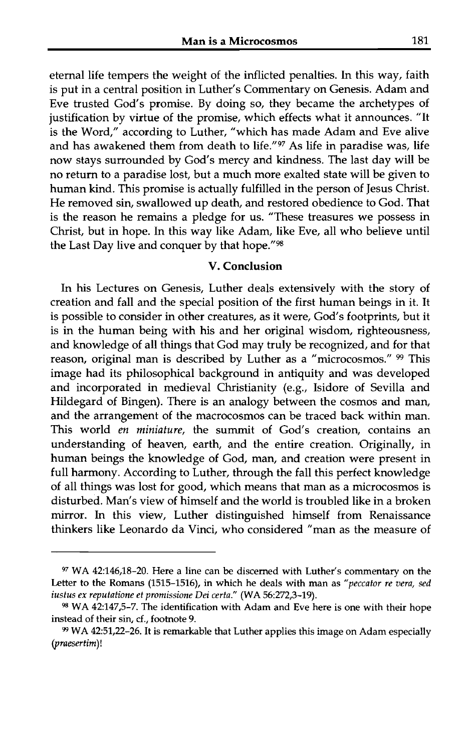eternal life tempers the weight of the inflicted penalties. In this way, faith is put in a central position in Luther's Commentary on Genesis. Adam and Eve trusted God's promise. By doing so, they became the archetypes of justification by virtue of the promise, which effects what it announces. "It is the Word," according to Luther, "which has made Adam and Eve alive and has awakened them from death to life."[97] As life in paradise was, life now stays surrounded by God's mercy and kindness. The last day will be no return to a paradise lost, but a much more exalted state will be given to human kind. This promise is actually fulfilled in the person of Jesus Christ. He removed sin, swallowed up death, and restored obedience to God. That is the reason he remains a pledge for us. "These treasures we possess in Christ, but in hope. In this way like Adam, like Eve, all who believe until the Last Day live and conquer by that hope."[98]

## V. Conclusion

In his Lectures on Genesis, Luther deals extensively with the story of creation and fall and the special position of the first human beings in it. It is possible to consider in other creatures, as it were, God's footprints, but it is in the human being with his and her original wisdom, righteousness, and knowledge of all things that God may truly be recognized, and for that reason, original man is described by Luther as a "microcosmos." [99] This image had its philosophical background in antiquity and was developed and incorporated in medieval Christianity (e.g., Isidore of Sevilla and Hildegard of Bingen). There is an analogy between the cosmos and man, and the arrangement of the macrocosmos can be traced back within man. This world *en miniature*, the summit of God's creation, contains an understanding of heaven, earth, and the entire creation. Originally, in human beings the knowledge of God, man, and creation were present in full harmony. According to Luther, through the fall this perfect knowledge of all things was lost for good, which means that man as a microcosmos is disturbed. Man's view of himself and the world is troubled like in a broken mirror. In this view, Luther distinguished himself from Renaissance thinkers like Leonardo da Vinci, who considered "man as the measure of

---

[97] WA 42:146,18–20. Here a line can be discerned with Luther's commentary on the Letter to the Romans (1515–1516), in which he deals with man as *"peccator re vera, sed iustus ex reputatione et promissione Dei certa."* (WA 56:272,3–19).

[98] WA 42:147,5–7. The identification with Adam and Eve here is one with their hope instead of their sin, cf., footnote 9.

[99] WA 42:51,22–26. It is remarkable that Luther applies this image on Adam especially (*praesertim*)!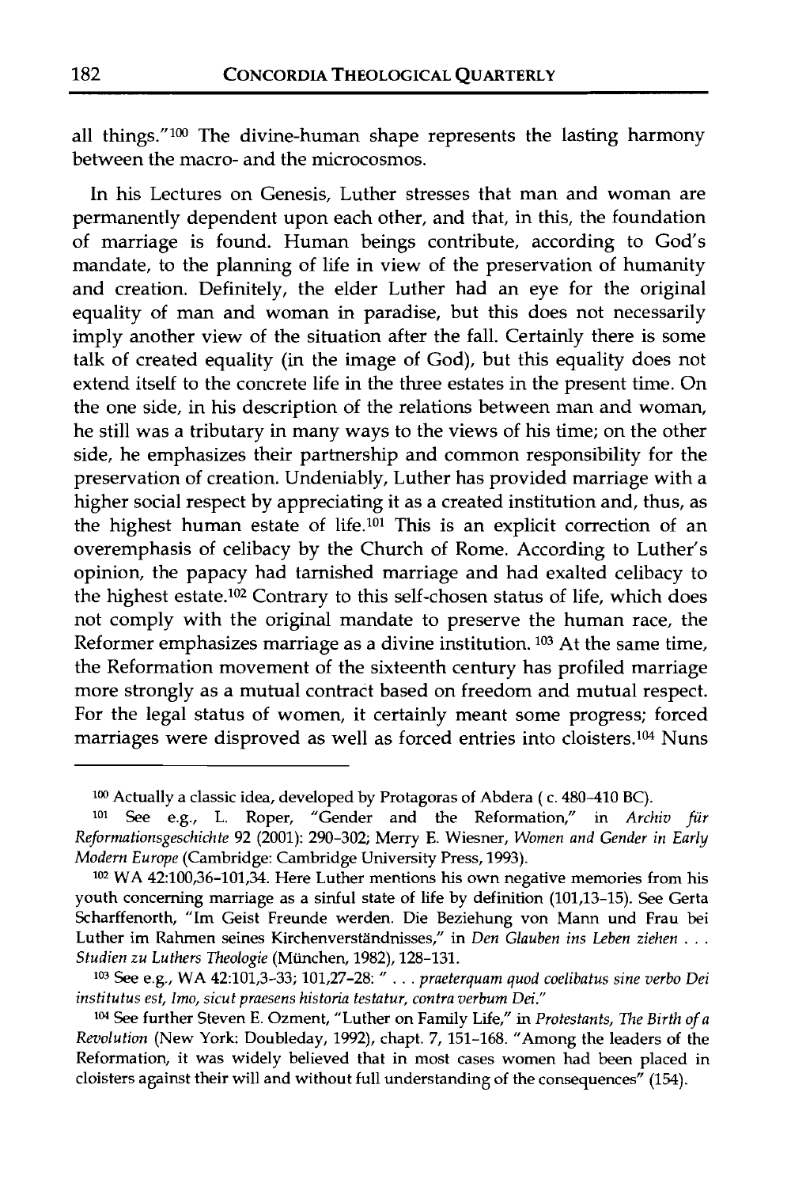all things."[100] The divine-human shape represents the lasting harmony between the macro- and the microcosmos.

In his Lectures on Genesis, Luther stresses that man and woman are permanently dependent upon each other, and that, in this, the foundation of marriage is found. Human beings contribute, according to God's mandate, to the planning of life in view of the preservation of humanity and creation. Definitely, the elder Luther had an eye for the original equality of man and woman in paradise, but this does not necessarily imply another view of the situation after the fall. Certainly there is some talk of created equality (in the image of God), but this equality does not extend itself to the concrete life in the three estates in the present time. On the one side, in his description of the relations between man and woman, he still was a tributary in many ways to the views of his time; on the other side, he emphasizes their partnership and common responsibility for the preservation of creation. Undeniably, Luther has provided marriage with a higher social respect by appreciating it as a created institution and, thus, as the highest human estate of life.[101] This is an explicit correction of an overemphasis of celibacy by the Church of Rome. According to Luther's opinion, the papacy had tarnished marriage and had exalted celibacy to the highest estate.[102] Contrary to this self-chosen status of life, which does not comply with the original mandate to preserve the human race, the Reformer emphasizes marriage as a divine institution.[103] At the same time, the Reformation movement of the sixteenth century has profiled marriage more strongly as a mutual contract based on freedom and mutual respect. For the legal status of women, it certainly meant some progress; forced marriages were disproved as well as forced entries into cloisters.[104] Nuns

---

[100] Actually a classic idea, developed by Protagoras of Abdera ( c. 480–410 BC).

[101] See e.g., L. Roper, "Gender and the Reformation," in *Archiv für Reformationsgeschichte* 92 (2001): 290–302; Merry E. Wiesner, *Women and Gender in Early Modern Europe* (Cambridge: Cambridge University Press, 1993).

[102] WA 42:100,36–101,34. Here Luther mentions his own negative memories from his youth concerning marriage as a sinful state of life by definition (101,13–15). See Gerta Scharffenorth, "Im Geist Freunde werden. Die Beziehung von Mann und Frau bei Luther im Rahmen seines Kirchenverständnisses," in *Den Glauben ins Leben ziehen . . . Studien zu Luthers Theologie* (München, 1982), 128–131.

[103] See e.g., WA 42:101,3–33; 101,27–28: " . . . *praeterquam quod coelibatus sine verbo Dei institutus est, Imo, sicut praesens historia testatur, contra verbum Dei.*"

[104] See further Steven E. Ozment, "Luther on Family Life," in *Protestants, The Birth of a Revolution* (New York: Doubleday, 1992), chapt. 7, 151–168. "Among the leaders of the Reformation, it was widely believed that in most cases women had been placed in cloisters against their will and without full understanding of the consequences" (154).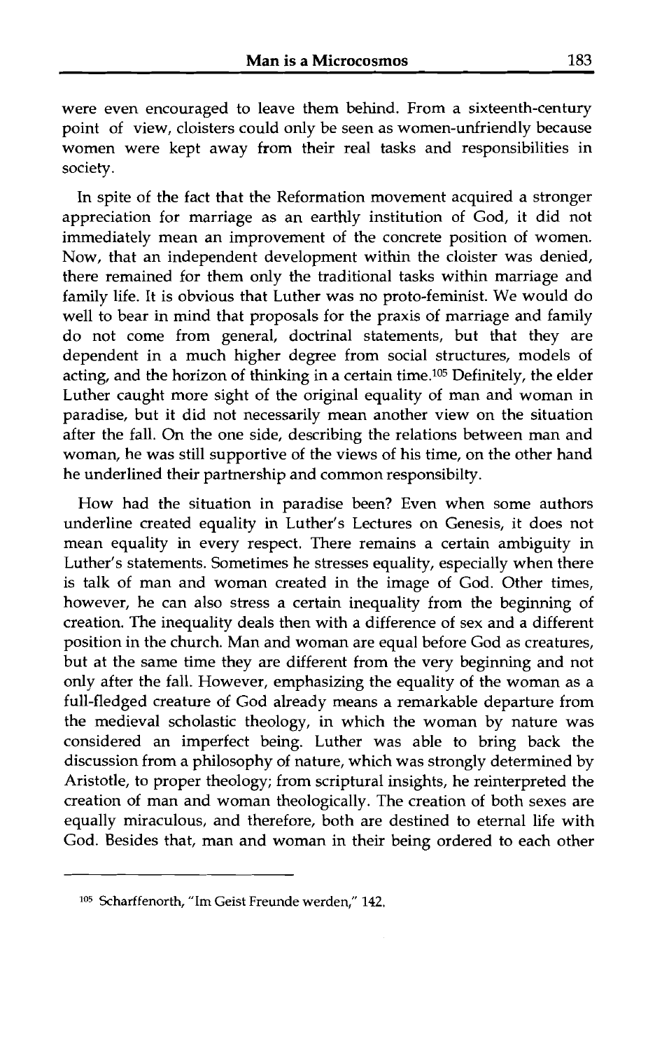were even encouraged to leave them behind. From a sixteenth-century point of view, cloisters could only be seen as women-unfriendly because women were kept away from their real tasks and responsibilities in society.

In spite of the fact that the Reformation movement acquired a stronger appreciation for marriage as an earthly institution of God, it did not immediately mean an improvement of the concrete position of women. Now, that an independent development within the cloister was denied, there remained for them only the traditional tasks within marriage and family life. It is obvious that Luther was no proto-feminist. We would do well to bear in mind that proposals for the praxis of marriage and family do not come from general, doctrinal statements, but that they are dependent in a much higher degree from social structures, models of acting, and the horizon of thinking in a certain time.[105] Definitely, the elder Luther caught more sight of the original equality of man and woman in paradise, but it did not necessarily mean another view on the situation after the fall. On the one side, describing the relations between man and woman, he was still supportive of the views of his time, on the other hand he underlined their partnership and common responsibilty.

How had the situation in paradise been? Even when some authors underline created equality in Luther's Lectures on Genesis, it does not mean equality in every respect. There remains a certain ambiguity in Luther's statements. Sometimes he stresses equality, especially when there is talk of man and woman created in the image of God. Other times, however, he can also stress a certain inequality from the beginning of creation. The inequality deals then with a difference of sex and a different position in the church. Man and woman are equal before God as creatures, but at the same time they are different from the very beginning and not only after the fall. However, emphasizing the equality of the woman as a full-fledged creature of God already means a remarkable departure from the medieval scholastic theology, in which the woman by nature was considered an imperfect being. Luther was able to bring back the discussion from a philosophy of nature, which was strongly determined by Aristotle, to proper theology; from scriptural insights, he reinterpreted the creation of man and woman theologically. The creation of both sexes are equally miraculous, and therefore, both are destined to eternal life with God. Besides that, man and woman in their being ordered to each other

---

[105] Scharffenorth, "Im Geist Freunde werden," 142.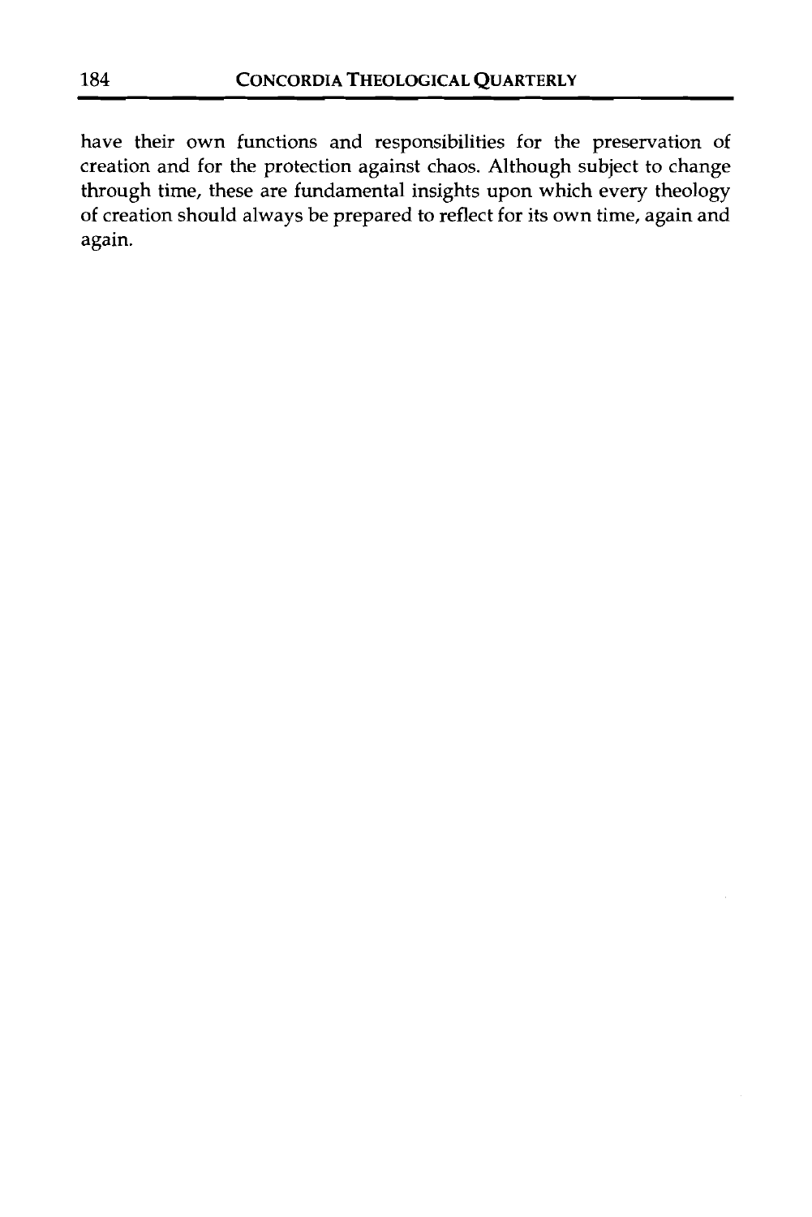have their own functions and responsibilities for the preservation of creation and for the protection against chaos. Although subject to change through time, these are fundamental insights upon which every theology of creation should always be prepared to reflect for its own time, again and again.